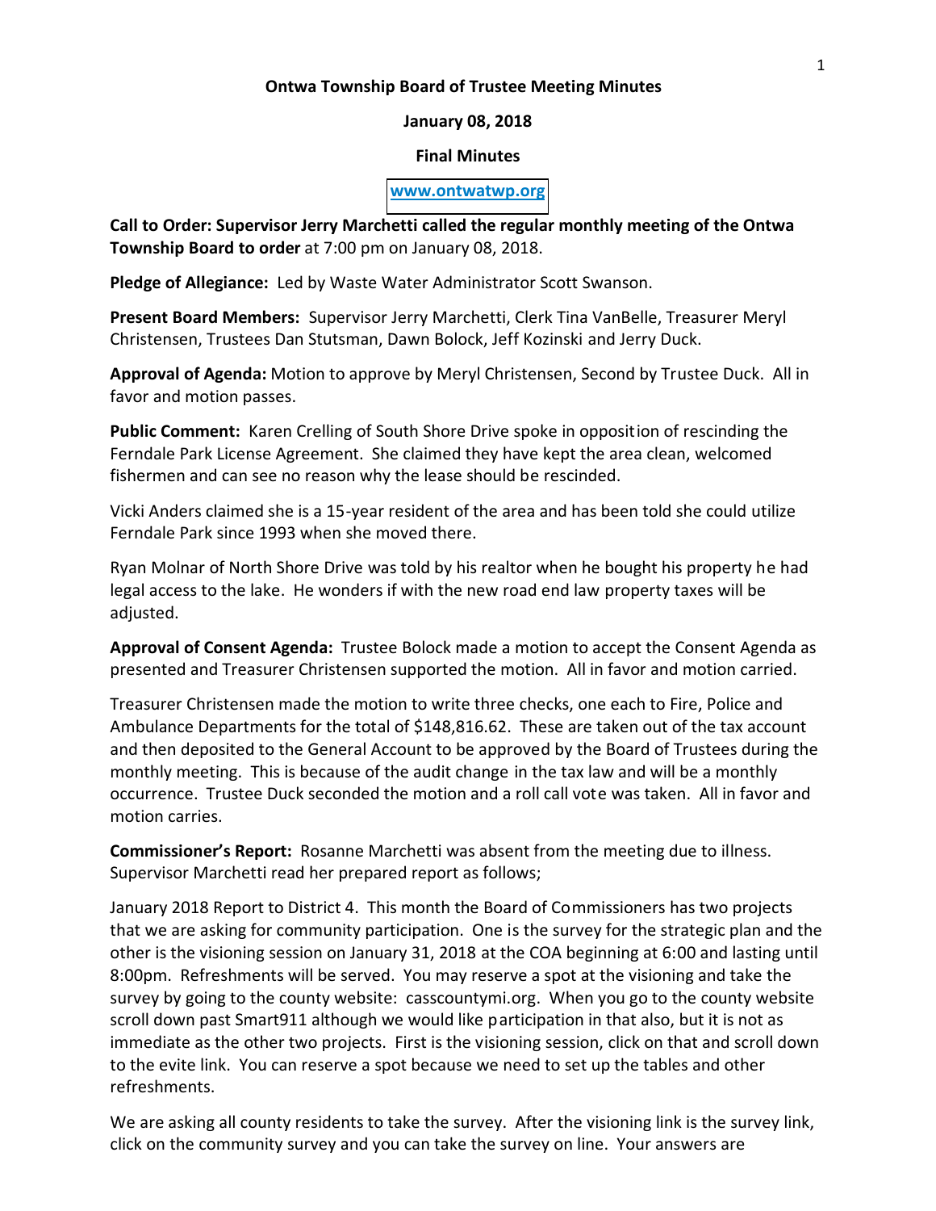**Ontwa Township Board of Trustee Meeting Minutes**

**January 08, 2018**

**Final Minutes**

**www.ontwatwp.org**

**Call to Order: Supervisor Jerry Marchetti called the regular monthly meeting of the Ontwa Township Board to order** at 7:00 pm on January 08, 2018.

**Pledge of Allegiance:** Led by Waste Water Administrator Scott Swanson.

**Present Board Members:** Supervisor Jerry Marchetti, Clerk Tina VanBelle, Treasurer Meryl Christensen, Trustees Dan Stutsman, Dawn Bolock, Jeff Kozinski and Jerry Duck.

**Approval of Agenda:** Motion to approve by Meryl Christensen, Second by Trustee Duck. All in favor and motion passes.

**Public Comment:** Karen Crelling of South Shore Drive spoke in opposition of rescinding the Ferndale Park License Agreement. She claimed they have kept the area clean, welcomed fishermen and can see no reason why the lease should be rescinded.

Vicki Anders claimed she is a 15-year resident of the area and has been told she could utilize Ferndale Park since 1993 when she moved there.

Ryan Molnar of North Shore Drive was told by his realtor when he bought his property he had legal access to the lake. He wonders if with the new road end law property taxes will be adjusted.

**Approval of Consent Agenda:** Trustee Bolock made a motion to accept the Consent Agenda as presented and Treasurer Christensen supported the motion. All in favor and motion carried.

Treasurer Christensen made the motion to write three checks, one each to Fire, Police and Ambulance Departments for the total of $148,816.62. These are taken out of the tax account and then deposited to the General Account to be approved by the Board of Trustees during the monthly meeting. This is because of the audit change in the tax law and will be a monthly occurrence. Trustee Duck seconded the motion and a roll call vote was taken. All in favor and motion carries.

**Commissioner's Report:** Rosanne Marchetti was absent from the meeting due to illness. Supervisor Marchetti read her prepared report as follows;

January 2018 Report to District 4. This month the Board of Commissioners has two projects that we are asking for community participation. One is the survey for the strategic plan and the other is the visioning session on January 31, 2018 at the COA beginning at 6:00 and lasting until 8:00pm. Refreshments will be served. You may reserve a spot at the visioning and take the survey by going to the county website: casscountymi.org. When you go to the county website scroll down past Smart911 although we would like participation in that also, but it is not as immediate as the other two projects. First is the visioning session, click on that and scroll down to the evite link. You can reserve a spot because we need to set up the tables and other refreshments.

We are asking all county residents to take the survey. After the visioning link is the survey link, click on the community survey and you can take the survey on line. Your answers are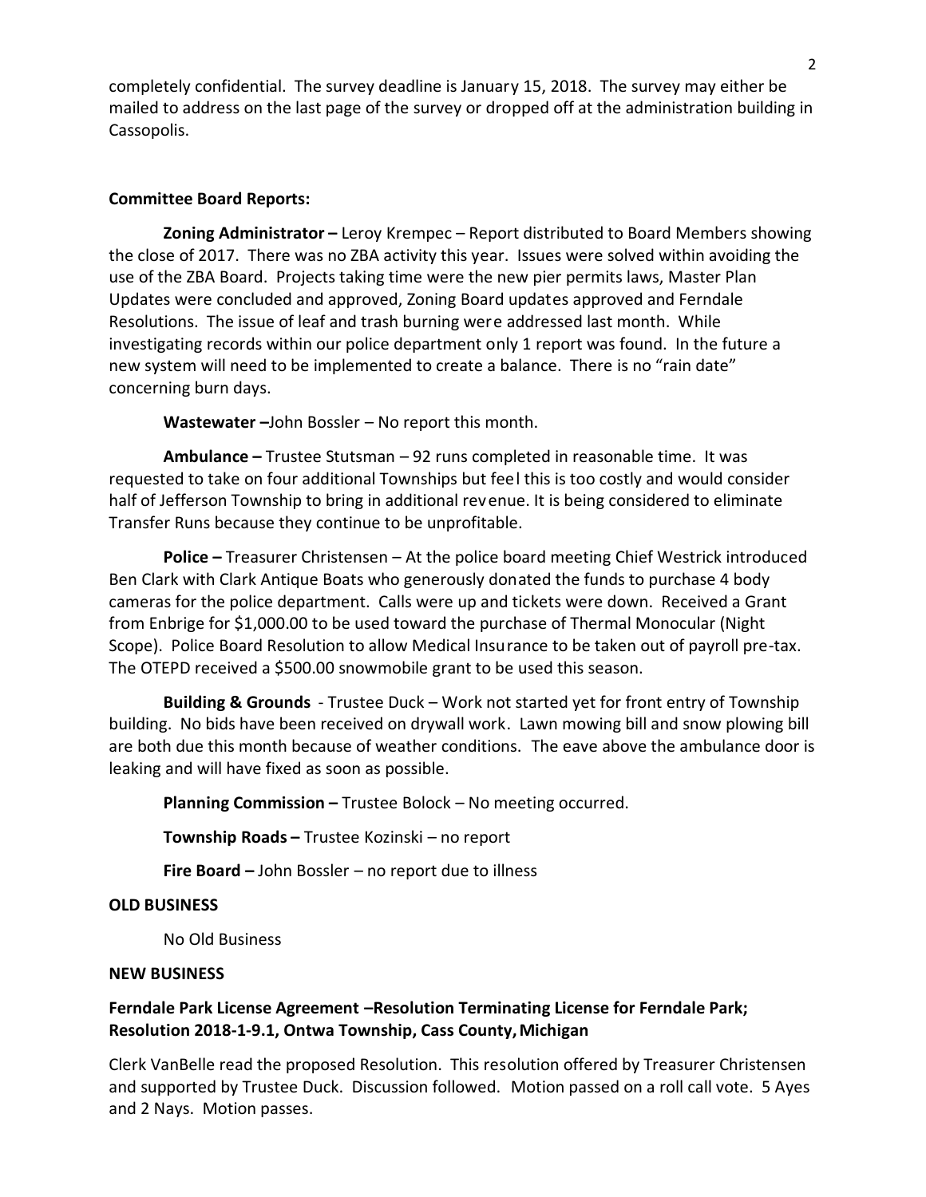completely confidential. The survey deadline is January 15, 2018. The survey may either be mailed to address on the last page of the survey or dropped off at the administration building in Cassopolis.

**Committee Board Reports:**

**Zoning Administrator –** Leroy Krempec – Report distributed to Board Members showing the close of 2017. There was no ZBA activity this year. Issues were solved within avoiding the use of the ZBA Board. Projects taking time were the new pier permits laws, Master Plan Updates were concluded and approved, Zoning Board updates approved and Ferndale Resolutions. The issue of leaf and trash burning were addressed last month. While investigating records within our police department only 1 report was found. In the future a new system will need to be implemented to create a balance. There is no "rain date" concerning burn days.

**Wastewater –**John Bossler – No report this month.

**Ambulance –** Trustee Stutsman – 92 runs completed in reasonable time. It was requested to take on four additional Townships but feel this is too costly and would consider half of Jefferson Township to bring in additional revenue. It is being considered to eliminate Transfer Runs because they continue to be unprofitable.

**Police –** Treasurer Christensen – At the police board meeting Chief Westrick introduced Ben Clark with Clark Antique Boats who generously donated the funds to purchase 4 body cameras for the police department. Calls were up and tickets were down. Received a Grant from Enbrige for $1,000.00 to be used toward the purchase of Thermal Monocular (Night Scope). Police Board Resolution to allow Medical Insurance to be taken out of payroll pre-tax. The OTEPD received a $500.00 snowmobile grant to be used this season.

**Building & Grounds** - Trustee Duck – Work not started yet for front entry of Township building. No bids have been received on drywall work. Lawn mowing bill and snow plowing bill are both due this month because of weather conditions. The eave above the ambulance door is leaking and will have fixed as soon as possible.

**Planning Commission –** Trustee Bolock – No meeting occurred.

**Township Roads –** Trustee Kozinski – no report

**Fire Board –** John Bossler – no report due to illness

**OLD BUSINESS**

No Old Business

**NEW BUSINESS**

**Ferndale Park License Agreement –Resolution Terminating License for Ferndale Park; Resolution 2018-1-9.1, Ontwa Township, Cass County, Michigan**

Clerk VanBelle read the proposed Resolution. This resolution offered by Treasurer Christensen and supported by Trustee Duck. Discussion followed. Motion passed on a roll call vote. 5 Ayes and 2 Nays. Motion passes.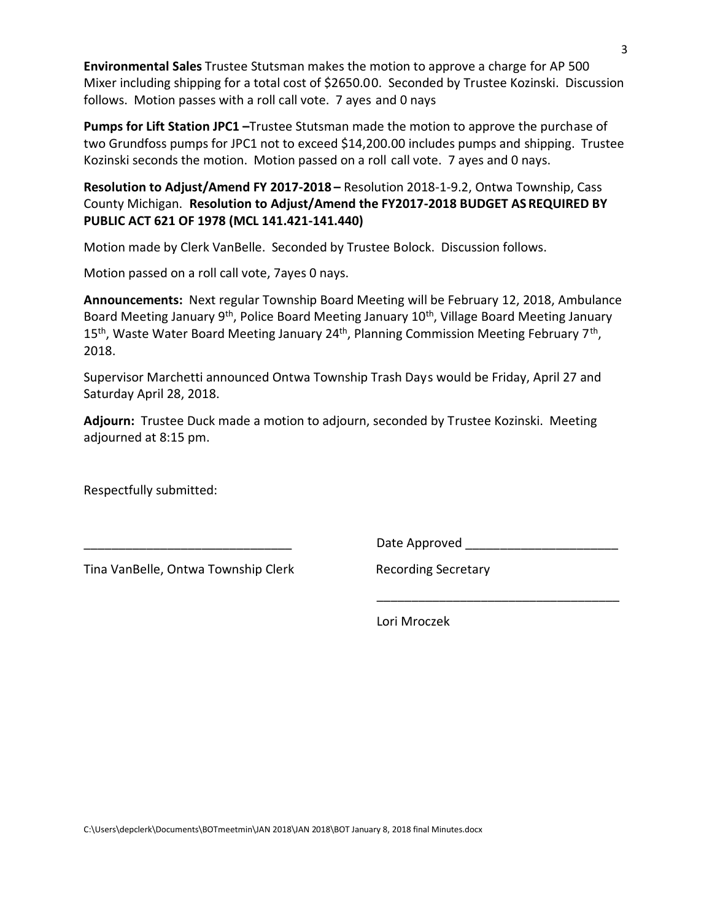**Environmental Sales** Trustee Stutsman makes the motion to approve a charge for AP 500 Mixer including shipping for a total cost of $2650.00. Seconded by Trustee Kozinski. Discussion follows. Motion passes with a roll call vote. 7 ayes and 0 nays

**Pumps for Lift Station JPC1 –**Trustee Stutsman made the motion to approve the purchase of two Grundfoss pumps for JPC1 not to exceed $14,200.00 includes pumps and shipping. Trustee Kozinski seconds the motion. Motion passed on a roll call vote. 7 ayes and 0 nays.

**Resolution to Adjust/Amend FY 2017-2018 –** Resolution 2018-1-9.2, Ontwa Township, Cass County Michigan. **Resolution to Adjust/Amend the FY2017-2018 BUDGET AS REQUIRED BY PUBLIC ACT 621 OF 1978 (MCL 141.421-141.440)**

Motion made by Clerk VanBelle. Seconded by Trustee Bolock. Discussion follows.

Motion passed on a roll call vote, 7ayes 0 nays.

**Announcements:** Next regular Township Board Meeting will be February 12, 2018, Ambulance Board Meeting January 9th, Police Board Meeting January 10th, Village Board Meeting January 15th, Waste Water Board Meeting January 24th, Planning Commission Meeting February 7th, 2018.

Supervisor Marchetti announced Ontwa Township Trash Days would be Friday, April 27 and Saturday April 28, 2018.

**Adjourn:** Trustee Duck made a motion to adjourn, seconded by Trustee Kozinski. Meeting adjourned at 8:15 pm.

Respectfully submitted:

______________________________ Date Approved ______________________

Tina VanBelle, Ontwa Township Clerk Recording Secretary

___________________________________

Lori Mroczek

C:\Users\depclerk\Documents\BOTmeetmin\JAN 2018\JAN 2018\BOT January 8, 2018 final Minutes.docx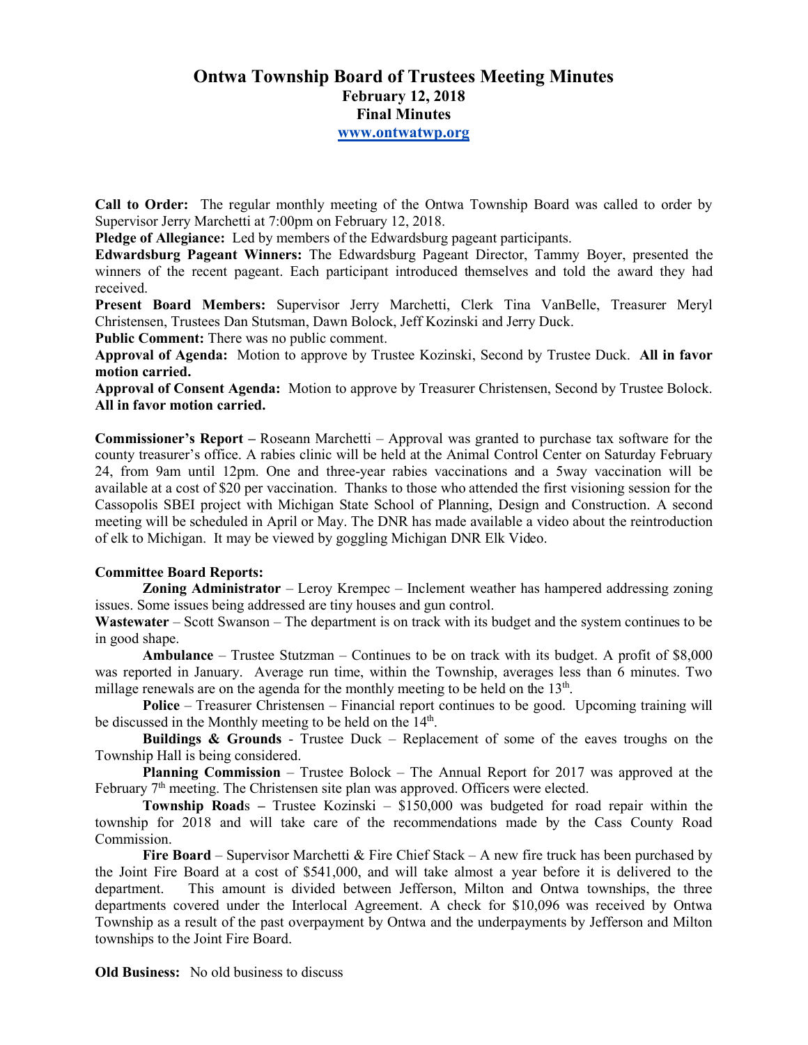# Ontwa Township Board of Trustees Meeting Minutes
## February 12, 2018
## Final Minutes
## www.ontwatwp.org

**Call to Order:** The regular monthly meeting of the Ontwa Township Board was called to order by Supervisor Jerry Marchetti at 7:00pm on February 12, 2018.

**Pledge of Allegiance:** Led by members of the Edwardsburg pageant participants.

**Edwardsburg Pageant Winners:** The Edwardsburg Pageant Director, Tammy Boyer, presented the winners of the recent pageant. Each participant introduced themselves and told the award they had received.

**Present Board Members:** Supervisor Jerry Marchetti, Clerk Tina VanBelle, Treasurer Meryl Christensen, Trustees Dan Stutsman, Dawn Bolock, Jeff Kozinski and Jerry Duck.

**Public Comment:** There was no public comment.

**Approval of Agenda:** Motion to approve by Trustee Kozinski, Second by Trustee Duck. **All in favor motion carried.**

**Approval of Consent Agenda:** Motion to approve by Treasurer Christensen, Second by Trustee Bolock. **All in favor motion carried.**

**Commissioner's Report –** Roseann Marchetti – Approval was granted to purchase tax software for the county treasurer's office. A rabies clinic will be held at the Animal Control Center on Saturday February 24, from 9am until 12pm. One and three-year rabies vaccinations and a 5way vaccination will be available at a cost of $20 per vaccination. Thanks to those who attended the first visioning session for the Cassopolis SBEI project with Michigan State School of Planning, Design and Construction. A second meeting will be scheduled in April or May. The DNR has made available a video about the reintroduction of elk to Michigan. It may be viewed by goggling Michigan DNR Elk Video.

**Committee Board Reports:**

**Zoning Administrator** – Leroy Krempec – Inclement weather has hampered addressing zoning issues. Some issues being addressed are tiny houses and gun control.

**Wastewater** – Scott Swanson – The department is on track with its budget and the system continues to be in good shape.

**Ambulance** – Trustee Stutzman – Continues to be on track with its budget. A profit of $8,000 was reported in January. Average run time, within the Township, averages less than 6 minutes. Two millage renewals are on the agenda for the monthly meeting to be held on the 13th.

**Police** – Treasurer Christensen – Financial report continues to be good. Upcoming training will be discussed in the Monthly meeting to be held on the 14th.

**Buildings & Grounds** - Trustee Duck – Replacement of some of the eaves troughs on the Township Hall is being considered.

**Planning Commission** – Trustee Bolock – The Annual Report for 2017 was approved at the February 7th meeting. The Christensen site plan was approved. Officers were elected.

**Township Roads –** Trustee Kozinski – $150,000 was budgeted for road repair within the township for 2018 and will take care of the recommendations made by the Cass County Road Commission.

**Fire Board** – Supervisor Marchetti & Fire Chief Stack – A new fire truck has been purchased by the Joint Fire Board at a cost of $541,000, and will take almost a year before it is delivered to the department. This amount is divided between Jefferson, Milton and Ontwa townships, the three departments covered under the Interlocal Agreement. A check for $10,096 was received by Ontwa Township as a result of the past overpayment by Ontwa and the underpayments by Jefferson and Milton townships to the Joint Fire Board.

**Old Business:** No old business to discuss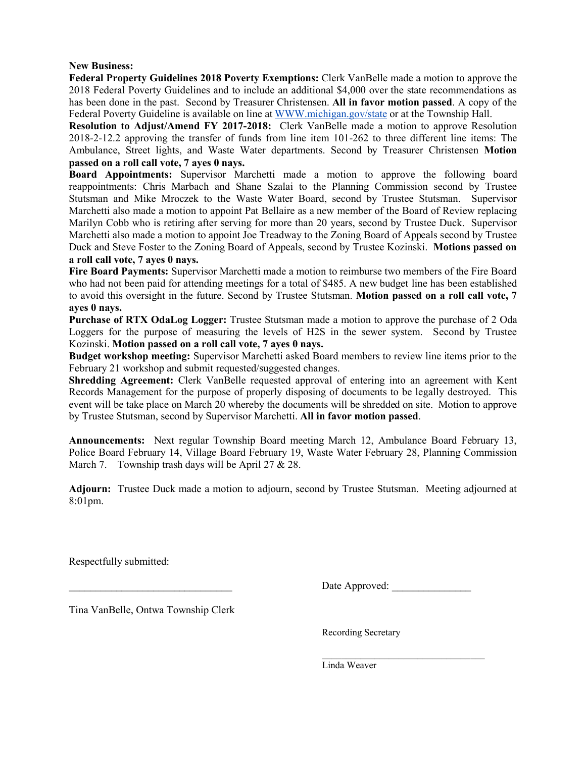**New Business:**

**Federal Property Guidelines 2018 Poverty Exemptions:** Clerk VanBelle made a motion to approve the 2018 Federal Poverty Guidelines and to include an additional $4,000 over the state recommendations as has been done in the past. Second by Treasurer Christensen. **All in favor motion passed**. A copy of the Federal Poverty Guideline is available on line at [WWW.michigan.gov/state](WWW.michigan.gov/state) or at the Township Hall.

**Resolution to Adjust/Amend FY 2017-2018:** Clerk VanBelle made a motion to approve Resolution 2018-2-12.2 approving the transfer of funds from line item 101-262 to three different line items: The Ambulance, Street lights, and Waste Water departments. Second by Treasurer Christensen **Motion passed on a roll call vote, 7 ayes 0 nays.**

**Board Appointments:** Supervisor Marchetti made a motion to approve the following board reappointments: Chris Marbach and Shane Szalai to the Planning Commission second by Trustee Stutsman and Mike Mroczek to the Waste Water Board, second by Trustee Stutsman. Supervisor Marchetti also made a motion to appoint Pat Bellaire as a new member of the Board of Review replacing Marilyn Cobb who is retiring after serving for more than 20 years, second by Trustee Duck. Supervisor Marchetti also made a motion to appoint Joe Treadway to the Zoning Board of Appeals second by Trustee Duck and Steve Foster to the Zoning Board of Appeals, second by Trustee Kozinski. **Motions passed on a roll call vote, 7 ayes 0 nays.**

**Fire Board Payments:** Supervisor Marchetti made a motion to reimburse two members of the Fire Board who had not been paid for attending meetings for a total of $485. A new budget line has been established to avoid this oversight in the future. Second by Trustee Stutsman. **Motion passed on a roll call vote, 7 ayes 0 nays.**

**Purchase of RTX OdaLog Logger:** Trustee Stutsman made a motion to approve the purchase of 2 Oda Loggers for the purpose of measuring the levels of H2S in the sewer system. Second by Trustee Kozinski. **Motion passed on a roll call vote, 7 ayes 0 nays.**

**Budget workshop meeting:** Supervisor Marchetti asked Board members to review line items prior to the February 21 workshop and submit requested/suggested changes.

**Shredding Agreement:** Clerk VanBelle requested approval of entering into an agreement with Kent Records Management for the purpose of properly disposing of documents to be legally destroyed. This event will be take place on March 20 whereby the documents will be shredded on site. Motion to approve by Trustee Stutsman, second by Supervisor Marchetti. **All in favor motion passed**.

**Announcements:** Next regular Township Board meeting March 12, Ambulance Board February 13, Police Board February 14, Village Board February 19, Waste Water February 28, Planning Commission March 7. Township trash days will be April 27 & 28.

**Adjourn:** Trustee Duck made a motion to adjourn, second by Trustee Stutsman. Meeting adjourned at 8:01pm.

Respectfully submitted:

_______________________________ Date Approved: _______________

Tina VanBelle, Ontwa Township Clerk

Recording Secretary

_______________________________

Linda Weaver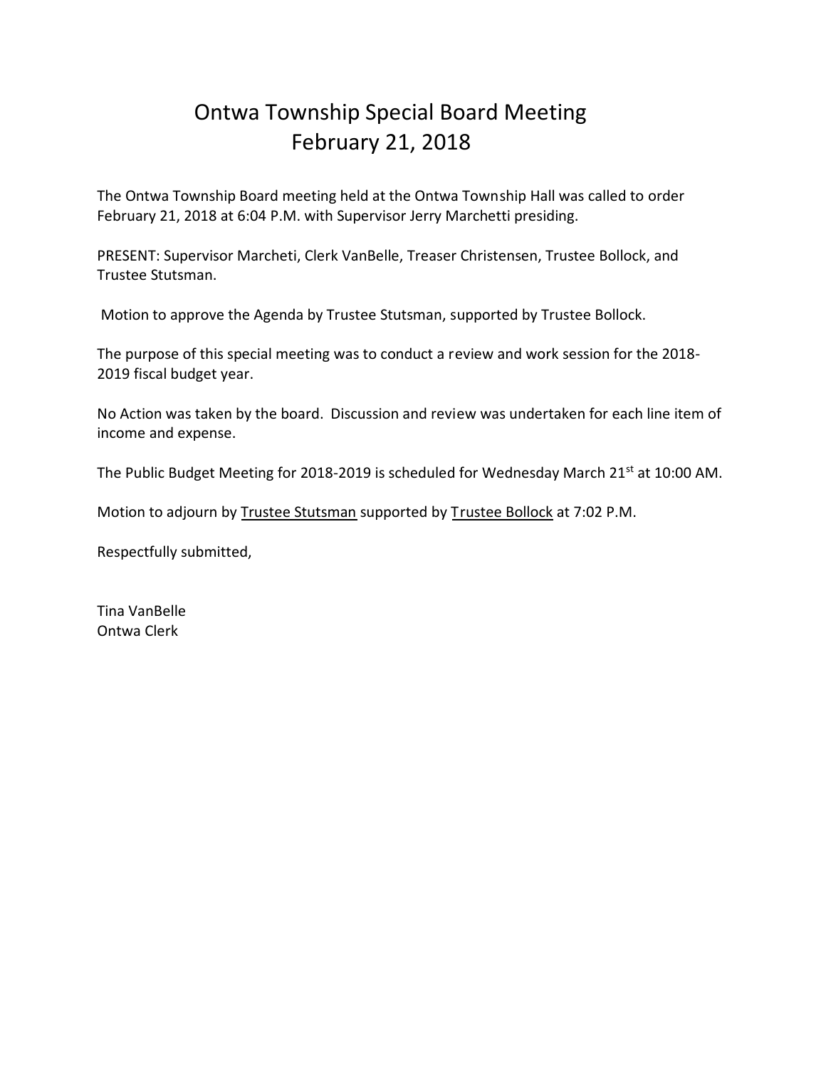# Ontwa Township Special Board Meeting
# February 21, 2018

The Ontwa Township Board meeting held at the Ontwa Township Hall was called to order February 21, 2018 at 6:04 P.M. with Supervisor Jerry Marchetti presiding.

PRESENT: Supervisor Marcheti, Clerk VanBelle, Treaser Christensen, Trustee Bollock, and Trustee Stutsman.

Motion to approve the Agenda by Trustee Stutsman, supported by Trustee Bollock.

The purpose of this special meeting was to conduct a review and work session for the 2018-2019 fiscal budget year.

No Action was taken by the board. Discussion and review was undertaken for each line item of income and expense.

The Public Budget Meeting for 2018-2019 is scheduled for Wednesday March 21st at 10:00 AM.

Motion to adjourn by <u>Trustee Stutsman</u> supported by <u>Trustee Bollock</u> at 7:02 P.M.

Respectfully submitted,

Tina VanBelle
Ontwa Clerk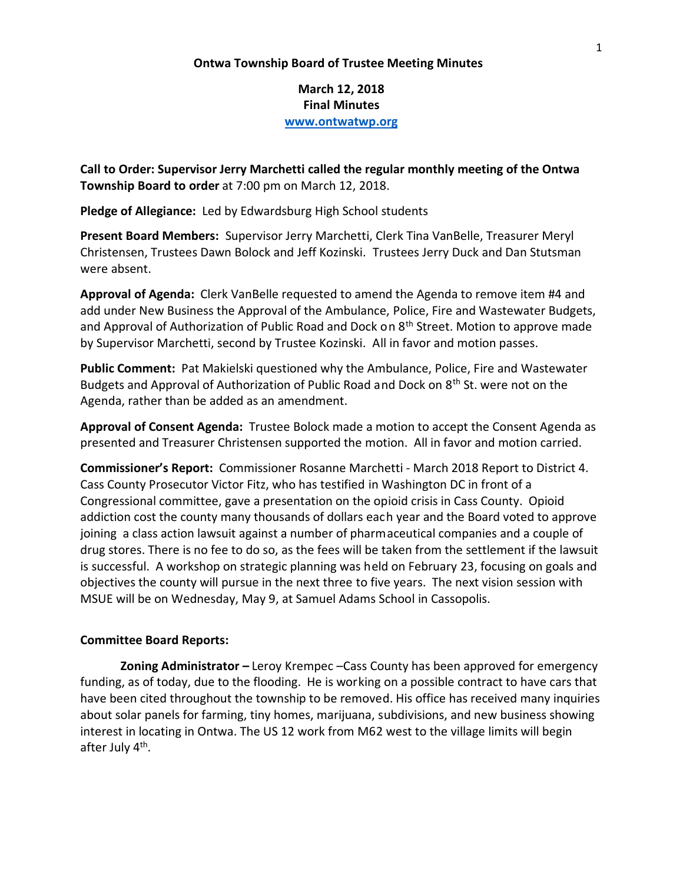**Ontwa Township Board of Trustee Meeting Minutes**

**March 12, 2018**
**Final Minutes**
**www.ontwatwp.org**

**Call to Order: Supervisor Jerry Marchetti called the regular monthly meeting of the Ontwa Township Board to order** at 7:00 pm on March 12, 2018.

**Pledge of Allegiance:** Led by Edwardsburg High School students

**Present Board Members:** Supervisor Jerry Marchetti, Clerk Tina VanBelle, Treasurer Meryl Christensen, Trustees Dawn Bolock and Jeff Kozinski. Trustees Jerry Duck and Dan Stutsman were absent.

**Approval of Agenda:** Clerk VanBelle requested to amend the Agenda to remove item #4 and add under New Business the Approval of the Ambulance, Police, Fire and Wastewater Budgets, and Approval of Authorization of Public Road and Dock on 8th Street. Motion to approve made by Supervisor Marchetti, second by Trustee Kozinski. All in favor and motion passes.

**Public Comment:** Pat Makielski questioned why the Ambulance, Police, Fire and Wastewater Budgets and Approval of Authorization of Public Road and Dock on 8th St. were not on the Agenda, rather than be added as an amendment.

**Approval of Consent Agenda:** Trustee Bolock made a motion to accept the Consent Agenda as presented and Treasurer Christensen supported the motion. All in favor and motion carried.

**Commissioner's Report:** Commissioner Rosanne Marchetti - March 2018 Report to District 4. Cass County Prosecutor Victor Fitz, who has testified in Washington DC in front of a Congressional committee, gave a presentation on the opioid crisis in Cass County. Opioid addiction cost the county many thousands of dollars each year and the Board voted to approve joining a class action lawsuit against a number of pharmaceutical companies and a couple of drug stores. There is no fee to do so, as the fees will be taken from the settlement if the lawsuit is successful. A workshop on strategic planning was held on February 23, focusing on goals and objectives the county will pursue in the next three to five years. The next vision session with MSUE will be on Wednesday, May 9, at Samuel Adams School in Cassopolis.

**Committee Board Reports:**

**Zoning Administrator –** Leroy Krempec –Cass County has been approved for emergency funding, as of today, due to the flooding. He is working on a possible contract to have cars that have been cited throughout the township to be removed. His office has received many inquiries about solar panels for farming, tiny homes, marijuana, subdivisions, and new business showing interest in locating in Ontwa. The US 12 work from M62 west to the village limits will begin after July 4th.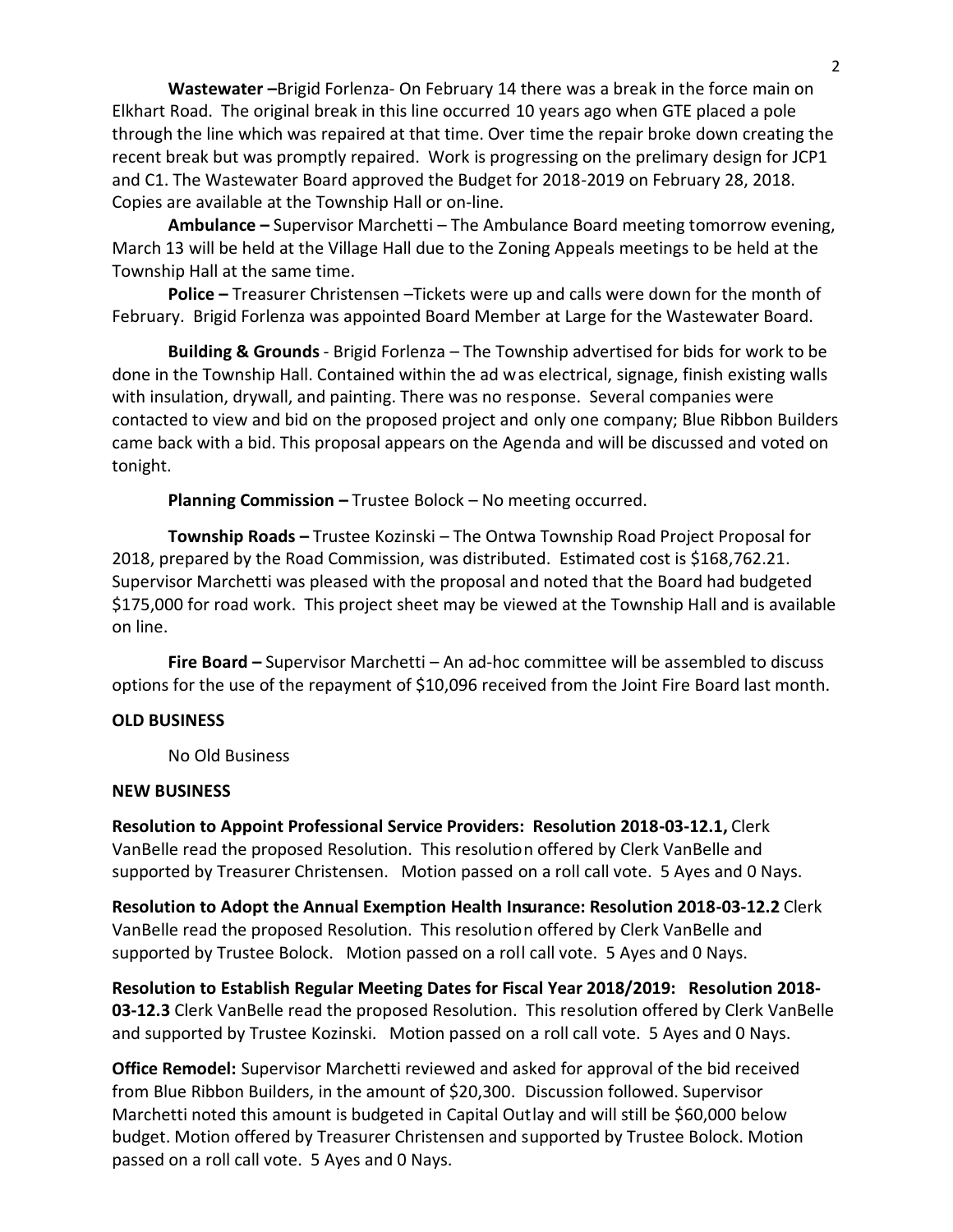**Wastewater –** Brigid Forlenza- On February 14 there was a break in the force main on Elkhart Road. The original break in this line occurred 10 years ago when GTE placed a pole through the line which was repaired at that time. Over time the repair broke down creating the recent break but was promptly repaired. Work is progressing on the prelimary design for JCP1 and C1. The Wastewater Board approved the Budget for 2018-2019 on February 28, 2018. Copies are available at the Township Hall or on-line.

**Ambulance –** Supervisor Marchetti – The Ambulance Board meeting tomorrow evening, March 13 will be held at the Village Hall due to the Zoning Appeals meetings to be held at the Township Hall at the same time.

**Police –** Treasurer Christensen –Tickets were up and calls were down for the month of February. Brigid Forlenza was appointed Board Member at Large for the Wastewater Board.

**Building & Grounds** - Brigid Forlenza – The Township advertised for bids for work to be done in the Township Hall. Contained within the ad was electrical, signage, finish existing walls with insulation, drywall, and painting. There was no response. Several companies were contacted to view and bid on the proposed project and only one company; Blue Ribbon Builders came back with a bid. This proposal appears on the Agenda and will be discussed and voted on tonight.

**Planning Commission –** Trustee Bolock – No meeting occurred.

**Township Roads –** Trustee Kozinski – The Ontwa Township Road Project Proposal for 2018, prepared by the Road Commission, was distributed. Estimated cost is $168,762.21. Supervisor Marchetti was pleased with the proposal and noted that the Board had budgeted $175,000 for road work. This project sheet may be viewed at the Township Hall and is available on line.

**Fire Board –** Supervisor Marchetti – An ad-hoc committee will be assembled to discuss options for the use of the repayment of $10,096 received from the Joint Fire Board last month.

**OLD BUSINESS**

No Old Business

**NEW BUSINESS**

**Resolution to Appoint Professional Service Providers: Resolution 2018-03-12.1,** Clerk VanBelle read the proposed Resolution. This resolution offered by Clerk VanBelle and supported by Treasurer Christensen. Motion passed on a roll call vote. 5 Ayes and 0 Nays.

**Resolution to Adopt the Annual Exemption Health Insurance: Resolution 2018-03-12.2** Clerk VanBelle read the proposed Resolution. This resolution offered by Clerk VanBelle and supported by Trustee Bolock. Motion passed on a roll call vote. 5 Ayes and 0 Nays.

**Resolution to Establish Regular Meeting Dates for Fiscal Year 2018/2019: Resolution 2018-03-12.3** Clerk VanBelle read the proposed Resolution. This resolution offered by Clerk VanBelle and supported by Trustee Kozinski. Motion passed on a roll call vote. 5 Ayes and 0 Nays.

**Office Remodel:** Supervisor Marchetti reviewed and asked for approval of the bid received from Blue Ribbon Builders, in the amount of $20,300. Discussion followed. Supervisor Marchetti noted this amount is budgeted in Capital Outlay and will still be $60,000 below budget. Motion offered by Treasurer Christensen and supported by Trustee Bolock. Motion passed on a roll call vote. 5 Ayes and 0 Nays.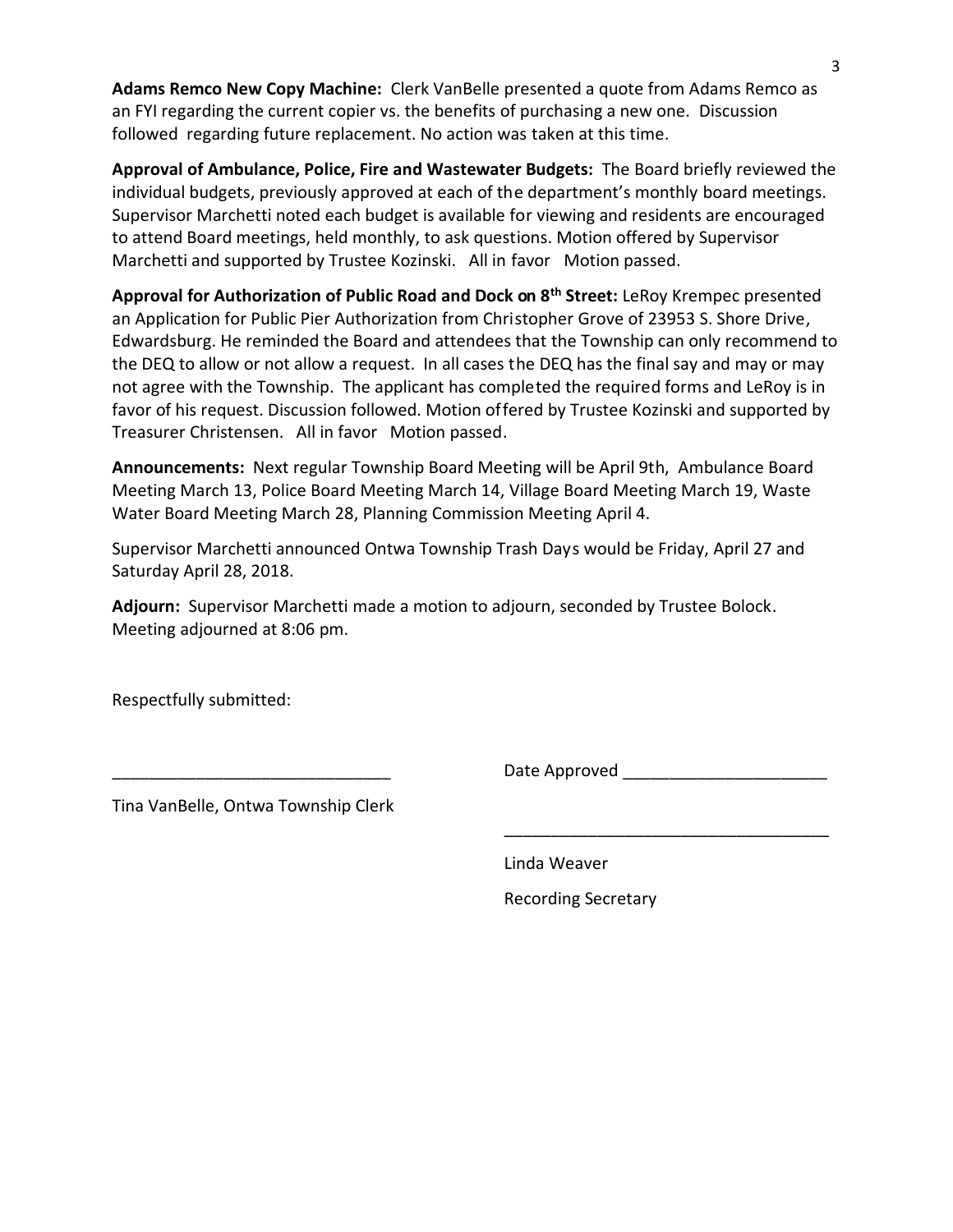**Adams Remco New Copy Machine:** Clerk VanBelle presented a quote from Adams Remco as an FYI regarding the current copier vs. the benefits of purchasing a new one. Discussion followed regarding future replacement. No action was taken at this time.

**Approval of Ambulance, Police, Fire and Wastewater Budgets:** The Board briefly reviewed the individual budgets, previously approved at each of the department's monthly board meetings. Supervisor Marchetti noted each budget is available for viewing and residents are encouraged to attend Board meetings, held monthly, to ask questions. Motion offered by Supervisor Marchetti and supported by Trustee Kozinski. All in favor Motion passed.

**Approval for Authorization of Public Road and Dock on 8th Street:** LeRoy Krempec presented an Application for Public Pier Authorization from Christopher Grove of 23953 S. Shore Drive, Edwardsburg. He reminded the Board and attendees that the Township can only recommend to the DEQ to allow or not allow a request. In all cases the DEQ has the final say and may or may not agree with the Township. The applicant has completed the required forms and LeRoy is in favor of his request. Discussion followed. Motion offered by Trustee Kozinski and supported by Treasurer Christensen. All in favor Motion passed.

**Announcements:** Next regular Township Board Meeting will be April 9th, Ambulance Board Meeting March 13, Police Board Meeting March 14, Village Board Meeting March 19, Waste Water Board Meeting March 28, Planning Commission Meeting April 4.

Supervisor Marchetti announced Ontwa Township Trash Days would be Friday, April 27 and Saturday April 28, 2018.

**Adjourn:** Supervisor Marchetti made a motion to adjourn, seconded by Trustee Bolock. Meeting adjourned at 8:06 pm.

Respectfully submitted:

______________________________ Date Approved ______________________

Tina VanBelle, Ontwa Township Clerk

___________________________________

Linda Weaver

Recording Secretary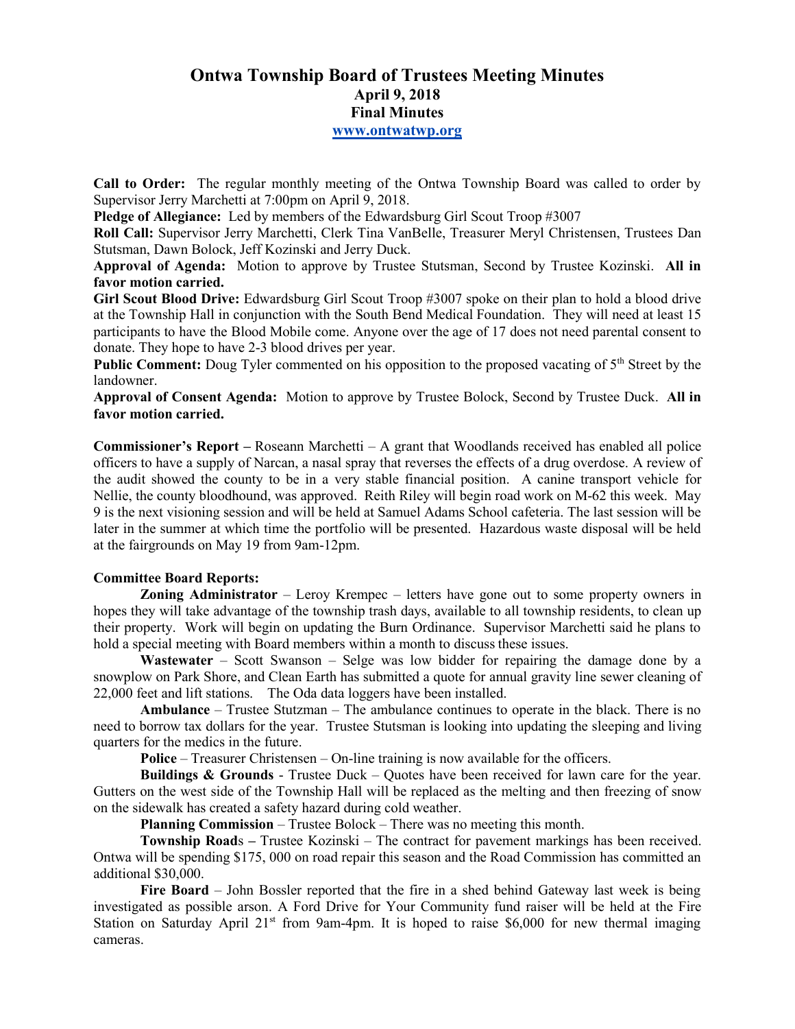# Ontwa Township Board of Trustees Meeting Minutes
## April 9, 2018
## Final Minutes
## www.ontwatwp.org

**Call to Order:** The regular monthly meeting of the Ontwa Township Board was called to order by Supervisor Jerry Marchetti at 7:00pm on April 9, 2018.

**Pledge of Allegiance:** Led by members of the Edwardsburg Girl Scout Troop #3007

**Roll Call:** Supervisor Jerry Marchetti, Clerk Tina VanBelle, Treasurer Meryl Christensen, Trustees Dan Stutsman, Dawn Bolock, Jeff Kozinski and Jerry Duck.

**Approval of Agenda:** Motion to approve by Trustee Stutsman, Second by Trustee Kozinski. **All in favor motion carried.**

**Girl Scout Blood Drive:** Edwardsburg Girl Scout Troop #3007 spoke on their plan to hold a blood drive at the Township Hall in conjunction with the South Bend Medical Foundation. They will need at least 15 participants to have the Blood Mobile come. Anyone over the age of 17 does not need parental consent to donate. They hope to have 2-3 blood drives per year.

**Public Comment:** Doug Tyler commented on his opposition to the proposed vacating of 5th Street by the landowner.

**Approval of Consent Agenda:** Motion to approve by Trustee Bolock, Second by Trustee Duck. **All in favor motion carried.**

**Commissioner's Report –** Roseann Marchetti – A grant that Woodlands received has enabled all police officers to have a supply of Narcan, a nasal spray that reverses the effects of a drug overdose. A review of the audit showed the county to be in a very stable financial position. A canine transport vehicle for Nellie, the county bloodhound, was approved. Reith Riley will begin road work on M-62 this week. May 9 is the next visioning session and will be held at Samuel Adams School cafeteria. The last session will be later in the summer at which time the portfolio will be presented. Hazardous waste disposal will be held at the fairgrounds on May 19 from 9am-12pm.

**Committee Board Reports:**

**Zoning Administrator** – Leroy Krempec – letters have gone out to some property owners in hopes they will take advantage of the township trash days, available to all township residents, to clean up their property. Work will begin on updating the Burn Ordinance. Supervisor Marchetti said he plans to hold a special meeting with Board members within a month to discuss these issues.

**Wastewater** – Scott Swanson – Selge was low bidder for repairing the damage done by a snowplow on Park Shore, and Clean Earth has submitted a quote for annual gravity line sewer cleaning of 22,000 feet and lift stations. The Oda data loggers have been installed.

**Ambulance** – Trustee Stutzman – The ambulance continues to operate in the black. There is no need to borrow tax dollars for the year. Trustee Stutsman is looking into updating the sleeping and living quarters for the medics in the future.

**Police** – Treasurer Christensen – On-line training is now available for the officers.

**Buildings & Grounds** - Trustee Duck – Quotes have been received for lawn care for the year. Gutters on the west side of the Township Hall will be replaced as the melting and then freezing of snow on the sidewalk has created a safety hazard during cold weather.

**Planning Commission** – Trustee Bolock – There was no meeting this month.

**Township Roads –** Trustee Kozinski – The contract for pavement markings has been received. Ontwa will be spending $175, 000 on road repair this season and the Road Commission has committed an additional $30,000.

**Fire Board** – John Bossler reported that the fire in a shed behind Gateway last week is being investigated as possible arson. A Ford Drive for Your Community fund raiser will be held at the Fire Station on Saturday April 21st from 9am-4pm. It is hoped to raise $6,000 for new thermal imaging cameras.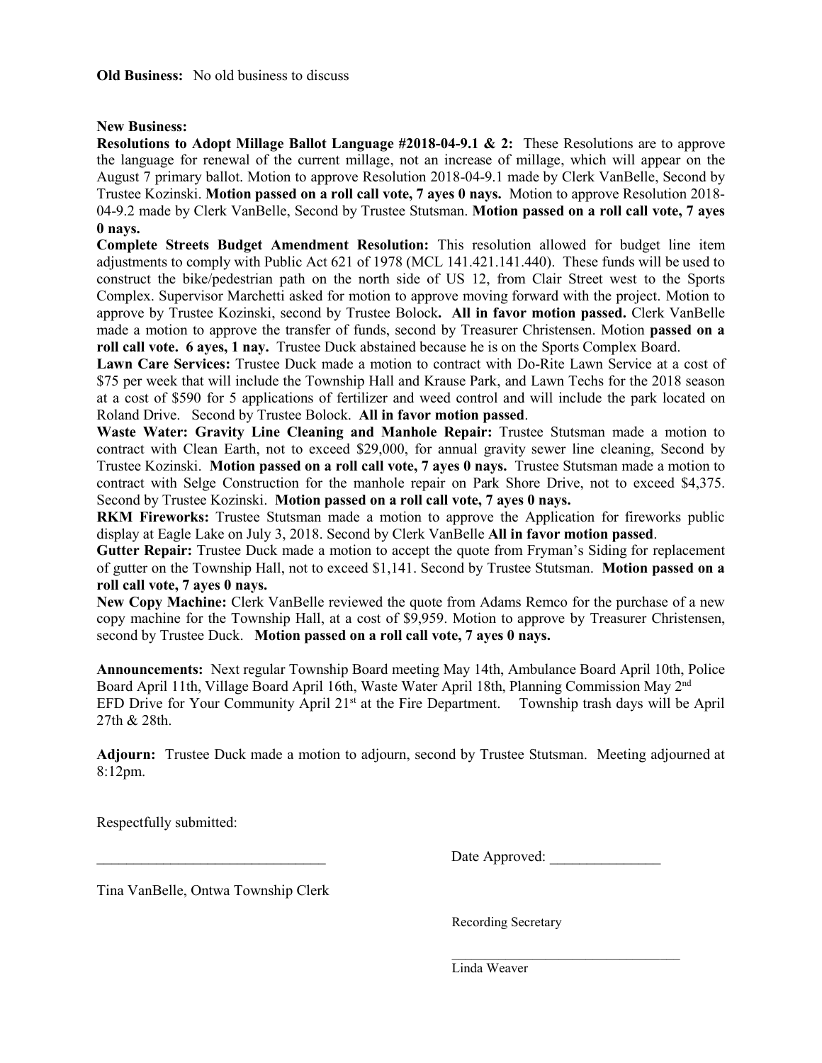**Old Business:** No old business to discuss

**New Business:**

**Resolutions to Adopt Millage Ballot Language #2018-04-9.1 & 2:** These Resolutions are to approve the language for renewal of the current millage, not an increase of millage, which will appear on the August 7 primary ballot. Motion to approve Resolution 2018-04-9.1 made by Clerk VanBelle, Second by Trustee Kozinski. **Motion passed on a roll call vote, 7 ayes 0 nays.** Motion to approve Resolution 2018-04-9.2 made by Clerk VanBelle, Second by Trustee Stutsman. **Motion passed on a roll call vote, 7 ayes 0 nays.**

**Complete Streets Budget Amendment Resolution:** This resolution allowed for budget line item adjustments to comply with Public Act 621 of 1978 (MCL 141.421.141.440). These funds will be used to construct the bike/pedestrian path on the north side of US 12, from Clair Street west to the Sports Complex. Supervisor Marchetti asked for motion to approve moving forward with the project. Motion to approve by Trustee Kozinski, second by Trustee Bolock**. All in favor motion passed.** Clerk VanBelle made a motion to approve the transfer of funds, second by Treasurer Christensen. Motion **passed on a roll call vote. 6 ayes, 1 nay.** Trustee Duck abstained because he is on the Sports Complex Board.

**Lawn Care Services:** Trustee Duck made a motion to contract with Do-Rite Lawn Service at a cost of $75 per week that will include the Township Hall and Krause Park, and Lawn Techs for the 2018 season at a cost of $590 for 5 applications of fertilizer and weed control and will include the park located on Roland Drive. Second by Trustee Bolock. **All in favor motion passed**.

**Waste Water: Gravity Line Cleaning and Manhole Repair:** Trustee Stutsman made a motion to contract with Clean Earth, not to exceed $29,000, for annual gravity sewer line cleaning, Second by Trustee Kozinski. **Motion passed on a roll call vote, 7 ayes 0 nays.** Trustee Stutsman made a motion to contract with Selge Construction for the manhole repair on Park Shore Drive, not to exceed $4,375. Second by Trustee Kozinski. **Motion passed on a roll call vote, 7 ayes 0 nays.**

**RKM Fireworks:** Trustee Stutsman made a motion to approve the Application for fireworks public display at Eagle Lake on July 3, 2018. Second by Clerk VanBelle **All in favor motion passed**.

**Gutter Repair:** Trustee Duck made a motion to accept the quote from Fryman's Siding for replacement of gutter on the Township Hall, not to exceed $1,141. Second by Trustee Stutsman. **Motion passed on a roll call vote, 7 ayes 0 nays.**

**New Copy Machine:** Clerk VanBelle reviewed the quote from Adams Remco for the purchase of a new copy machine for the Township Hall, at a cost of $9,959. Motion to approve by Treasurer Christensen, second by Trustee Duck. **Motion passed on a roll call vote, 7 ayes 0 nays.**

**Announcements:** Next regular Township Board meeting May 14th, Ambulance Board April 10th, Police Board April 11th, Village Board April 16th, Waste Water April 18th, Planning Commission May 2nd EFD Drive for Your Community April 21st at the Fire Department. Township trash days will be April 27th & 28th.

**Adjourn:** Trustee Duck made a motion to adjourn, second by Trustee Stutsman. Meeting adjourned at 8:12pm.

Respectfully submitted:

_______________________________ Date Approved: _______________

Tina VanBelle, Ontwa Township Clerk

Recording Secretary

_______________________________

Linda Weaver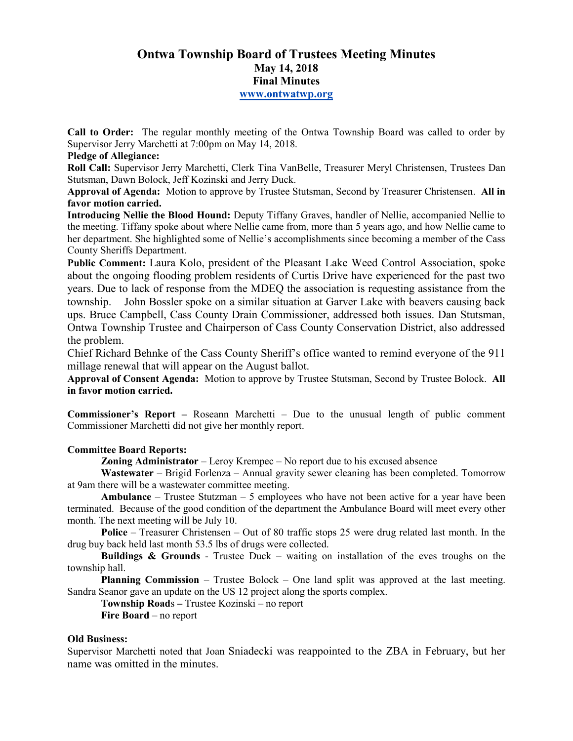# Ontwa Township Board of Trustees Meeting Minutes
## May 14, 2018
## Final Minutes
### www.ontwatwp.org

**Call to Order:** The regular monthly meeting of the Ontwa Township Board was called to order by Supervisor Jerry Marchetti at 7:00pm on May 14, 2018.

**Pledge of Allegiance:**

**Roll Call:** Supervisor Jerry Marchetti, Clerk Tina VanBelle, Treasurer Meryl Christensen, Trustees Dan Stutsman, Dawn Bolock, Jeff Kozinski and Jerry Duck.

**Approval of Agenda:** Motion to approve by Trustee Stutsman, Second by Treasurer Christensen. **All in favor motion carried.**

**Introducing Nellie the Blood Hound:** Deputy Tiffany Graves, handler of Nellie, accompanied Nellie to the meeting. Tiffany spoke about where Nellie came from, more than 5 years ago, and how Nellie came to her department. She highlighted some of Nellie's accomplishments since becoming a member of the Cass County Sheriffs Department.

**Public Comment:** Laura Kolo, president of the Pleasant Lake Weed Control Association, spoke about the ongoing flooding problem residents of Curtis Drive have experienced for the past two years. Due to lack of response from the MDEQ the association is requesting assistance from the township. John Bossler spoke on a similar situation at Garver Lake with beavers causing back ups. Bruce Campbell, Cass County Drain Commissioner, addressed both issues. Dan Stutsman, Ontwa Township Trustee and Chairperson of Cass County Conservation District, also addressed the problem.

Chief Richard Behnke of the Cass County Sheriff's office wanted to remind everyone of the 911 millage renewal that will appear on the August ballot.

**Approval of Consent Agenda:** Motion to approve by Trustee Stutsman, Second by Trustee Bolock. **All in favor motion carried.**

**Commissioner's Report –** Roseann Marchetti – Due to the unusual length of public comment Commissioner Marchetti did not give her monthly report.

**Committee Board Reports:**

**Zoning Administrator** – Leroy Krempec – No report due to his excused absence

**Wastewater** – Brigid Forlenza – Annual gravity sewer cleaning has been completed. Tomorrow at 9am there will be a wastewater committee meeting.

**Ambulance** – Trustee Stutzman – 5 employees who have not been active for a year have been terminated. Because of the good condition of the department the Ambulance Board will meet every other month. The next meeting will be July 10.

**Police** – Treasurer Christensen – Out of 80 traffic stops 25 were drug related last month. In the drug buy back held last month 53.5 lbs of drugs were collected.

**Buildings & Grounds** - Trustee Duck – waiting on installation of the eves troughs on the township hall.

**Planning Commission** – Trustee Bolock – One land split was approved at the last meeting. Sandra Seanor gave an update on the US 12 project along the sports complex.

**Township Road**s **–** Trustee Kozinski – no report

**Fire Board** – no report

**Old Business:**

Supervisor Marchetti noted that Joan Sniadecki was reappointed to the ZBA in February, but her name was omitted in the minutes.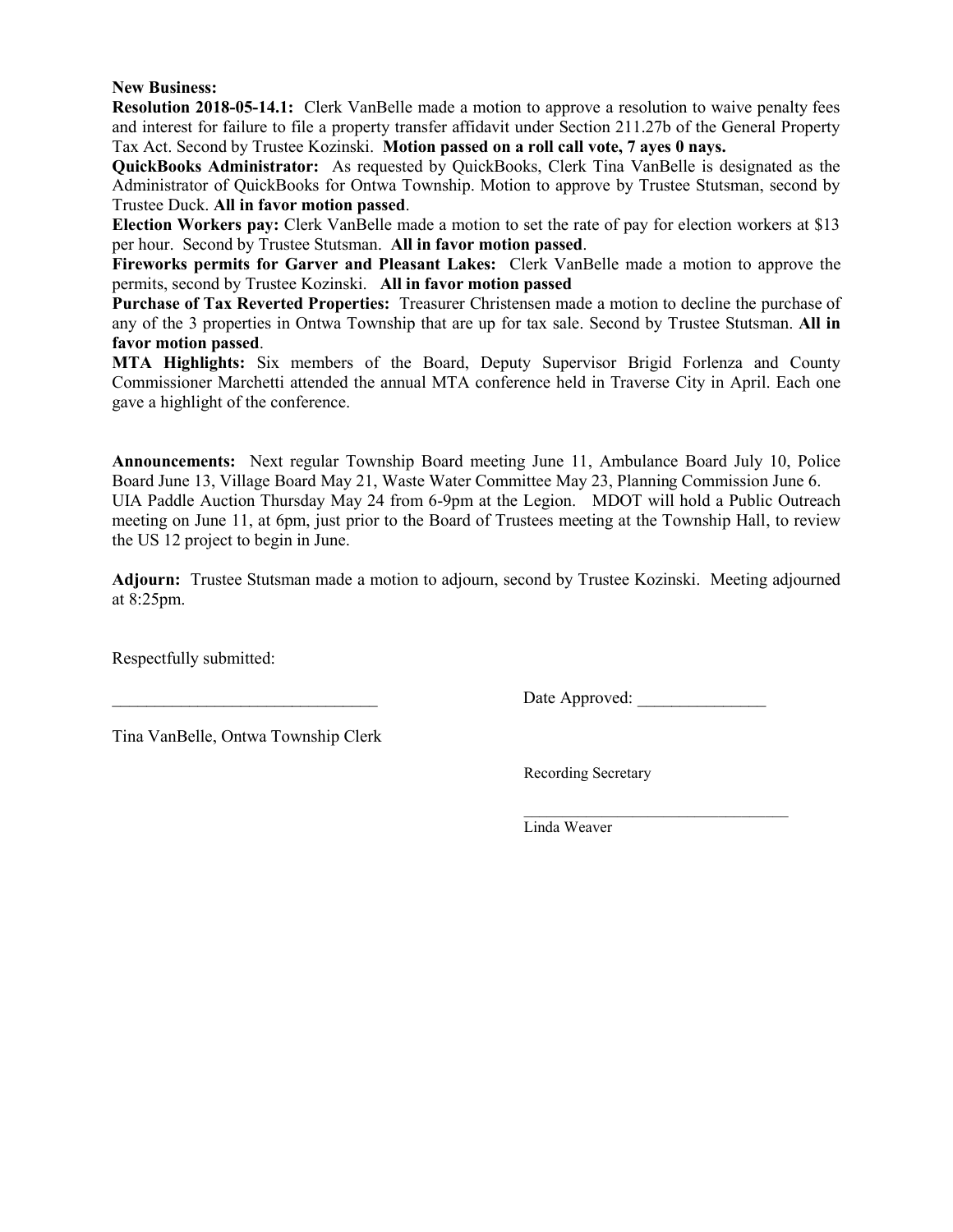**New Business:**

**Resolution 2018-05-14.1:** Clerk VanBelle made a motion to approve a resolution to waive penalty fees and interest for failure to file a property transfer affidavit under Section 211.27b of the General Property Tax Act. Second by Trustee Kozinski. **Motion passed on a roll call vote, 7 ayes 0 nays.**

**QuickBooks Administrator:** As requested by QuickBooks, Clerk Tina VanBelle is designated as the Administrator of QuickBooks for Ontwa Township. Motion to approve by Trustee Stutsman, second by Trustee Duck. **All in favor motion passed**.

**Election Workers pay:** Clerk VanBelle made a motion to set the rate of pay for election workers at $13 per hour. Second by Trustee Stutsman. **All in favor motion passed**.

**Fireworks permits for Garver and Pleasant Lakes:** Clerk VanBelle made a motion to approve the permits, second by Trustee Kozinski. **All in favor motion passed**

**Purchase of Tax Reverted Properties:** Treasurer Christensen made a motion to decline the purchase of any of the 3 properties in Ontwa Township that are up for tax sale. Second by Trustee Stutsman. **All in favor motion passed**.

**MTA Highlights:** Six members of the Board, Deputy Supervisor Brigid Forlenza and County Commissioner Marchetti attended the annual MTA conference held in Traverse City in April. Each one gave a highlight of the conference.

**Announcements:** Next regular Township Board meeting June 11, Ambulance Board July 10, Police Board June 13, Village Board May 21, Waste Water Committee May 23, Planning Commission June 6. UIA Paddle Auction Thursday May 24 from 6-9pm at the Legion. MDOT will hold a Public Outreach meeting on June 11, at 6pm, just prior to the Board of Trustees meeting at the Township Hall, to review the US 12 project to begin in June.

**Adjourn:** Trustee Stutsman made a motion to adjourn, second by Trustee Kozinski. Meeting adjourned at 8:25pm.

Respectfully submitted:

_______________________________ Date Approved: _______________

Tina VanBelle, Ontwa Township Clerk

Recording Secretary

_________________________________

Linda Weaver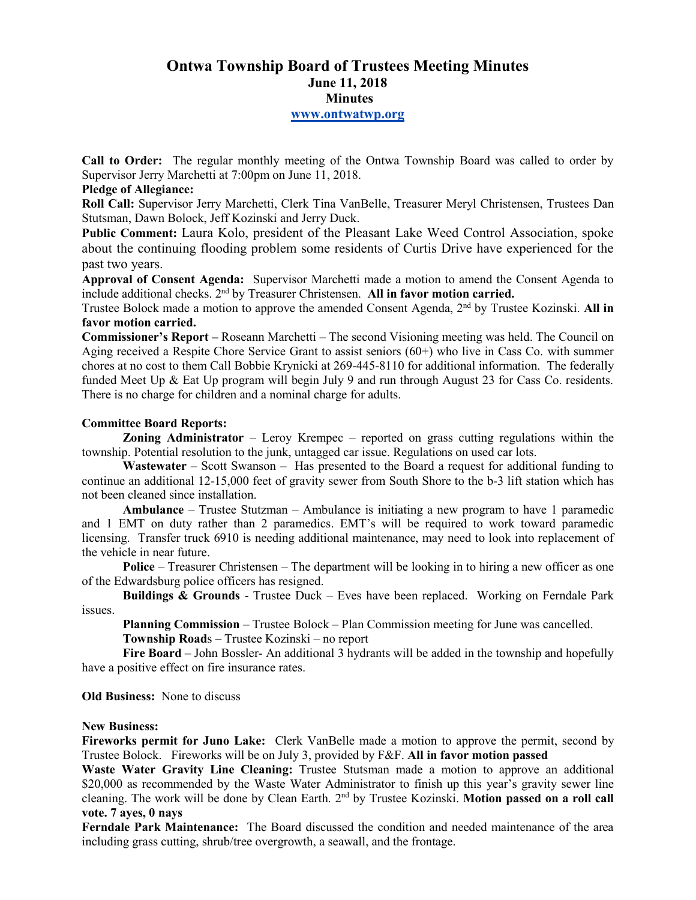# Ontwa Township Board of Trustees Meeting Minutes
## June 11, 2018
## Minutes
### www.ontwatwp.org

**Call to Order:** The regular monthly meeting of the Ontwa Township Board was called to order by Supervisor Jerry Marchetti at 7:00pm on June 11, 2018.

**Pledge of Allegiance:**

**Roll Call:** Supervisor Jerry Marchetti, Clerk Tina VanBelle, Treasurer Meryl Christensen, Trustees Dan Stutsman, Dawn Bolock, Jeff Kozinski and Jerry Duck.

**Public Comment:** Laura Kolo, president of the Pleasant Lake Weed Control Association, spoke about the continuing flooding problem some residents of Curtis Drive have experienced for the past two years.

**Approval of Consent Agenda:** Supervisor Marchetti made a motion to amend the Consent Agenda to include additional checks. 2nd by Treasurer Christensen. **All in favor motion carried.**

Trustee Bolock made a motion to approve the amended Consent Agenda, 2nd by Trustee Kozinski. **All in favor motion carried.**

**Commissioner's Report –** Roseann Marchetti – The second Visioning meeting was held. The Council on Aging received a Respite Chore Service Grant to assist seniors (60+) who live in Cass Co. with summer chores at no cost to them Call Bobbie Krynicki at 269-445-8110 for additional information. The federally funded Meet Up & Eat Up program will begin July 9 and run through August 23 for Cass Co. residents. There is no charge for children and a nominal charge for adults.

**Committee Board Reports:**

**Zoning Administrator** – Leroy Krempec – reported on grass cutting regulations within the township. Potential resolution to the junk, untagged car issue. Regulations on used car lots.

**Wastewater** – Scott Swanson – Has presented to the Board a request for additional funding to continue an additional 12-15,000 feet of gravity sewer from South Shore to the b-3 lift station which has not been cleaned since installation.

**Ambulance** – Trustee Stutzman – Ambulance is initiating a new program to have 1 paramedic and 1 EMT on duty rather than 2 paramedics. EMT's will be required to work toward paramedic licensing. Transfer truck 6910 is needing additional maintenance, may need to look into replacement of the vehicle in near future.

**Police** – Treasurer Christensen – The department will be looking in to hiring a new officer as one of the Edwardsburg police officers has resigned.

**Buildings & Grounds** - Trustee Duck – Eves have been replaced. Working on Ferndale Park issues.

**Planning Commission** – Trustee Bolock – Plan Commission meeting for June was cancelled.

**Township Road**s – Trustee Kozinski – no report

**Fire Board** – John Bossler- An additional 3 hydrants will be added in the township and hopefully have a positive effect on fire insurance rates.

**Old Business:** None to discuss

**New Business:**

**Fireworks permit for Juno Lake:** Clerk VanBelle made a motion to approve the permit, second by Trustee Bolock. Fireworks will be on July 3, provided by F&F. **All in favor motion passed**

**Waste Water Gravity Line Cleaning:** Trustee Stutsman made a motion to approve an additional $20,000 as recommended by the Waste Water Administrator to finish up this year's gravity sewer line cleaning. The work will be done by Clean Earth. 2nd by Trustee Kozinski. **Motion passed on a roll call vote. 7 ayes, 0 nays**

**Ferndale Park Maintenance:** The Board discussed the condition and needed maintenance of the area including grass cutting, shrub/tree overgrowth, a seawall, and the frontage.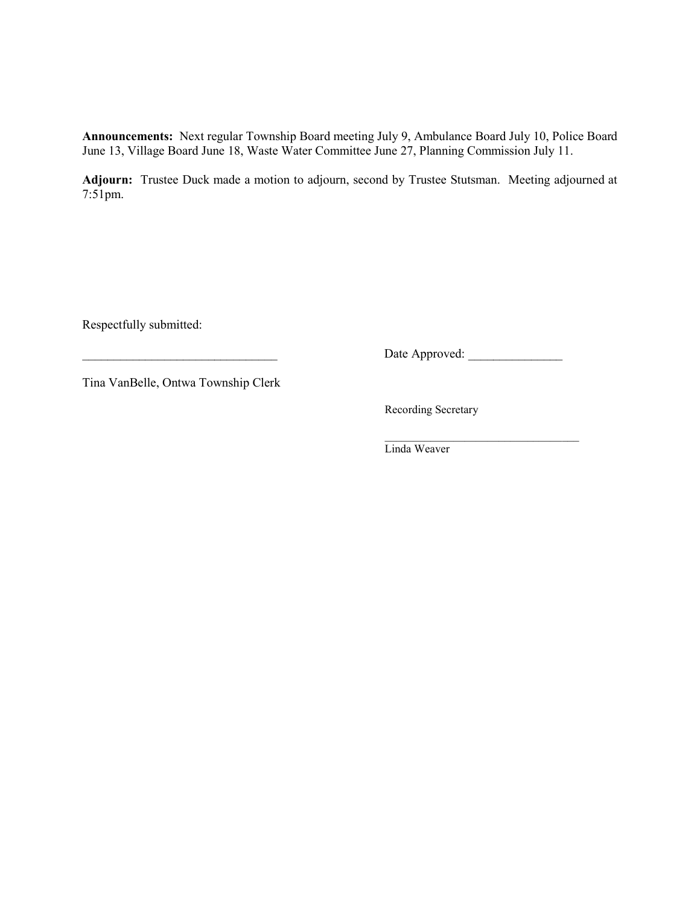**Announcements:** Next regular Township Board meeting July 9, Ambulance Board July 10, Police Board June 13, Village Board June 18, Waste Water Committee June 27, Planning Commission July 11.

**Adjourn:** Trustee Duck made a motion to adjourn, second by Trustee Stutsman. Meeting adjourned at 7:51pm.

Respectfully submitted:

_______________________________ Date Approved: _______________

Tina VanBelle, Ontwa Township Clerk

Recording Secretary

_________________________________
Linda Weaver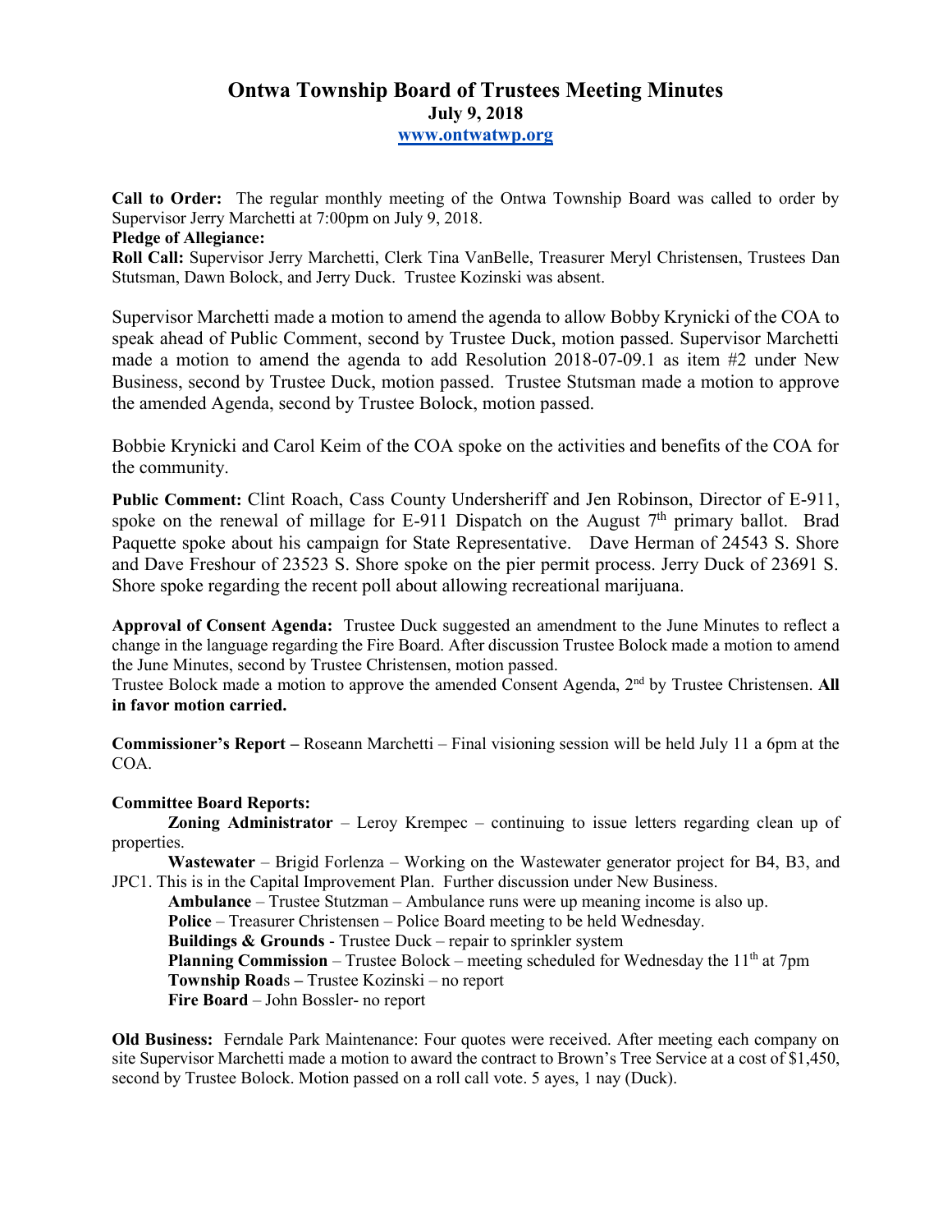# Ontwa Township Board of Trustees Meeting Minutes

**July 9, 2018**

**www.ontwatwp.org**

**Call to Order:** The regular monthly meeting of the Ontwa Township Board was called to order by Supervisor Jerry Marchetti at 7:00pm on July 9, 2018.

**Pledge of Allegiance:**

**Roll Call:** Supervisor Jerry Marchetti, Clerk Tina VanBelle, Treasurer Meryl Christensen, Trustees Dan Stutsman, Dawn Bolock, and Jerry Duck. Trustee Kozinski was absent.

Supervisor Marchetti made a motion to amend the agenda to allow Bobby Krynicki of the COA to speak ahead of Public Comment, second by Trustee Duck, motion passed. Supervisor Marchetti made a motion to amend the agenda to add Resolution 2018-07-09.1 as item #2 under New Business, second by Trustee Duck, motion passed. Trustee Stutsman made a motion to approve the amended Agenda, second by Trustee Bolock, motion passed.

Bobbie Krynicki and Carol Keim of the COA spoke on the activities and benefits of the COA for the community.

**Public Comment:** Clint Roach, Cass County Undersheriff and Jen Robinson, Director of E-911, spoke on the renewal of millage for E-911 Dispatch on the August 7th primary ballot. Brad Paquette spoke about his campaign for State Representative. Dave Herman of 24543 S. Shore and Dave Freshour of 23523 S. Shore spoke on the pier permit process. Jerry Duck of 23691 S. Shore spoke regarding the recent poll about allowing recreational marijuana.

**Approval of Consent Agenda:** Trustee Duck suggested an amendment to the June Minutes to reflect a change in the language regarding the Fire Board. After discussion Trustee Bolock made a motion to amend the June Minutes, second by Trustee Christensen, motion passed.

Trustee Bolock made a motion to approve the amended Consent Agenda, 2nd by Trustee Christensen. **All in favor motion carried.**

**Commissioner's Report –** Roseann Marchetti – Final visioning session will be held July 11 a 6pm at the COA.

**Committee Board Reports:**

- **Zoning Administrator** – Leroy Krempec – continuing to issue letters regarding clean up of properties.
- **Wastewater** – Brigid Forlenza – Working on the Wastewater generator project for B4, B3, and JPC1. This is in the Capital Improvement Plan. Further discussion under New Business.
- **Ambulance** – Trustee Stutzman – Ambulance runs were up meaning income is also up.
- **Police** – Treasurer Christensen – Police Board meeting to be held Wednesday.
- **Buildings & Grounds** - Trustee Duck – repair to sprinkler system
- **Planning Commission** – Trustee Bolock – meeting scheduled for Wednesday the 11th at 7pm
- **Township Roads –** Trustee Kozinski – no report
- **Fire Board** – John Bossler- no report

**Old Business:** Ferndale Park Maintenance: Four quotes were received. After meeting each company on site Supervisor Marchetti made a motion to award the contract to Brown's Tree Service at a cost of $1,450, second by Trustee Bolock. Motion passed on a roll call vote. 5 ayes, 1 nay (Duck).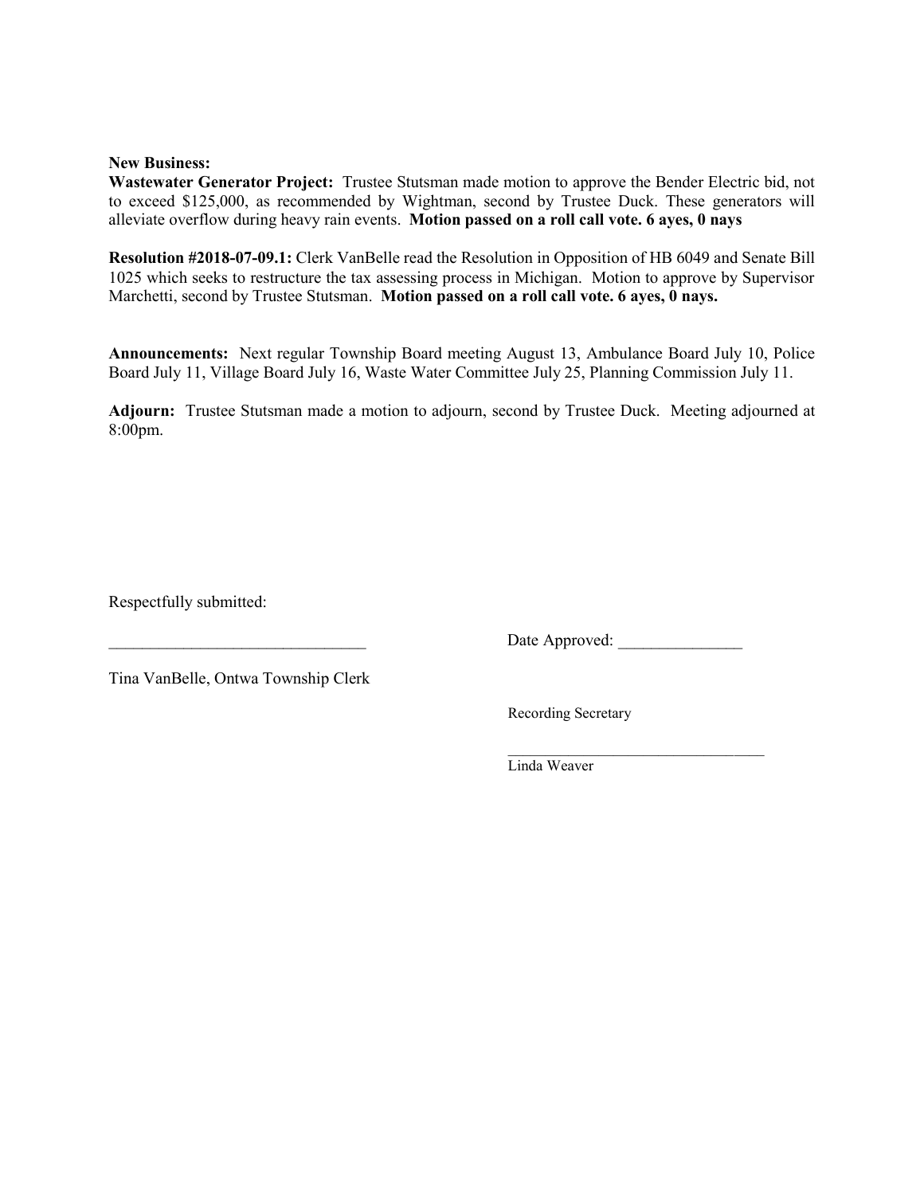**New Business:**

**Wastewater Generator Project:** Trustee Stutsman made motion to approve the Bender Electric bid, not to exceed $125,000, as recommended by Wightman, second by Trustee Duck. These generators will alleviate overflow during heavy rain events. **Motion passed on a roll call vote. 6 ayes, 0 nays**

**Resolution #2018-07-09.1:** Clerk VanBelle read the Resolution in Opposition of HB 6049 and Senate Bill 1025 which seeks to restructure the tax assessing process in Michigan. Motion to approve by Supervisor Marchetti, second by Trustee Stutsman. **Motion passed on a roll call vote. 6 ayes, 0 nays.**

**Announcements:** Next regular Township Board meeting August 13, Ambulance Board July 10, Police Board July 11, Village Board July 16, Waste Water Committee July 25, Planning Commission July 11.

**Adjourn:** Trustee Stutsman made a motion to adjourn, second by Trustee Duck. Meeting adjourned at 8:00pm.

Respectfully submitted:

_______________________________ Date Approved: _______________

Tina VanBelle, Ontwa Township Clerk

Recording Secretary

_________________________________
Linda Weaver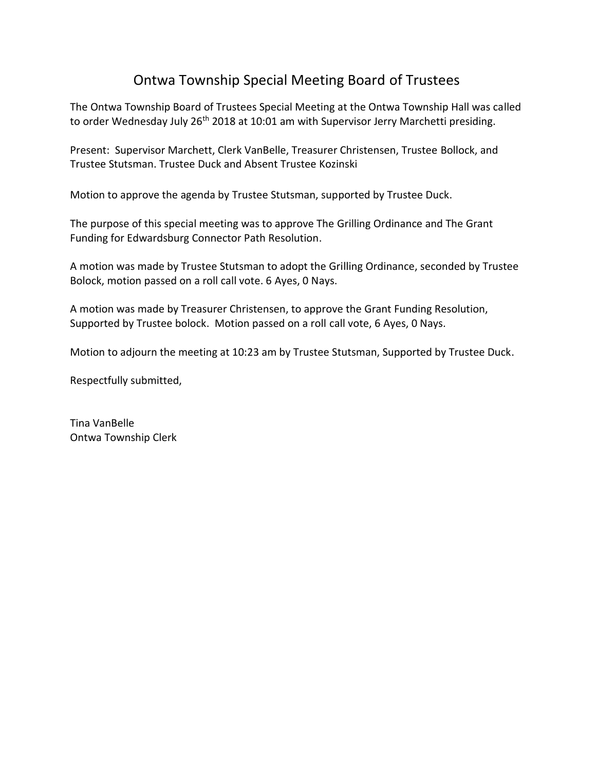# Ontwa Township Special Meeting Board of Trustees

The Ontwa Township Board of Trustees Special Meeting at the Ontwa Township Hall was called to order Wednesday July 26th 2018 at 10:01 am with Supervisor Jerry Marchetti presiding.

Present: Supervisor Marchett, Clerk VanBelle, Treasurer Christensen, Trustee Bollock, and Trustee Stutsman. Trustee Duck and Absent Trustee Kozinski

Motion to approve the agenda by Trustee Stutsman, supported by Trustee Duck.

The purpose of this special meeting was to approve The Grilling Ordinance and The Grant Funding for Edwardsburg Connector Path Resolution.

A motion was made by Trustee Stutsman to adopt the Grilling Ordinance, seconded by Trustee Bolock, motion passed on a roll call vote. 6 Ayes, 0 Nays.

A motion was made by Treasurer Christensen, to approve the Grant Funding Resolution, Supported by Trustee bolock. Motion passed on a roll call vote, 6 Ayes, 0 Nays.

Motion to adjourn the meeting at 10:23 am by Trustee Stutsman, Supported by Trustee Duck.

Respectfully submitted,

Tina VanBelle
Ontwa Township Clerk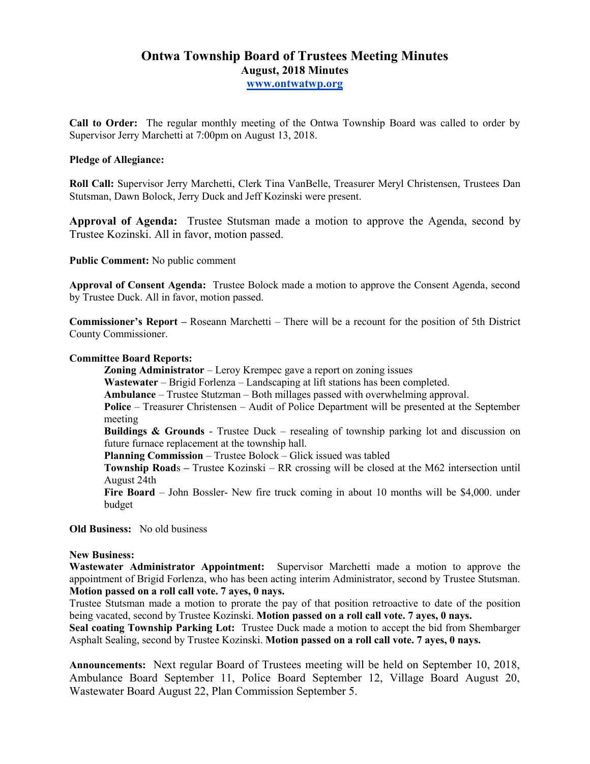# Ontwa Township Board of Trustees Meeting Minutes

## August, 2018 Minutes

**www.ontwatwp.org**

**Call to Order:** The regular monthly meeting of the Ontwa Township Board was called to order by Supervisor Jerry Marchetti at 7:00pm on August 13, 2018.

**Pledge of Allegiance:**

**Roll Call:** Supervisor Jerry Marchetti, Clerk Tina VanBelle, Treasurer Meryl Christensen, Trustees Dan Stutsman, Dawn Bolock, Jerry Duck and Jeff Kozinski were present.

**Approval of Agenda:** Trustee Stutsman made a motion to approve the Agenda, second by Trustee Kozinski. All in favor, motion passed.

**Public Comment:** No public comment

**Approval of Consent Agenda:** Trustee Bolock made a motion to approve the Consent Agenda, second by Trustee Duck. All in favor, motion passed.

**Commissioner's Report –** Roseann Marchetti – There will be a recount for the position of 5th District County Commissioner.

**Committee Board Reports:**

- **Zoning Administrator** – Leroy Krempec gave a report on zoning issues
- **Wastewater** – Brigid Forlenza – Landscaping at lift stations has been completed.
- **Ambulance** – Trustee Stutzman – Both millages passed with overwhelming approval.
- **Police** – Treasurer Christensen – Audit of Police Department will be presented at the September meeting
- **Buildings & Grounds** - Trustee Duck – resealing of township parking lot and discussion on future furnace replacement at the township hall.
- **Planning Commission** – Trustee Bolock – Glick issued was tabled
- **Township Roads –** Trustee Kozinski – RR crossing will be closed at the M62 intersection until August 24th
- **Fire Board** – John Bossler- New fire truck coming in about 10 months will be $4,000. under budget

**Old Business:** No old business

**New Business:**

**Wastewater Administrator Appointment:** Supervisor Marchetti made a motion to approve the appointment of Brigid Forlenza, who has been acting interim Administrator, second by Trustee Stutsman. **Motion passed on a roll call vote. 7 ayes, 0 nays.**

Trustee Stutsman made a motion to prorate the pay of that position retroactive to date of the position being vacated, second by Trustee Kozinski. **Motion passed on a roll call vote. 7 ayes, 0 nays.**

**Seal coating Township Parking Lot:** Trustee Duck made a motion to accept the bid from Shembarger Asphalt Sealing, second by Trustee Kozinski. **Motion passed on a roll call vote. 7 ayes, 0 nays.**

**Announcements:** Next regular Board of Trustees meeting will be held on September 10, 2018, Ambulance Board September 11, Police Board September 12, Village Board August 20, Wastewater Board August 22, Plan Commission September 5.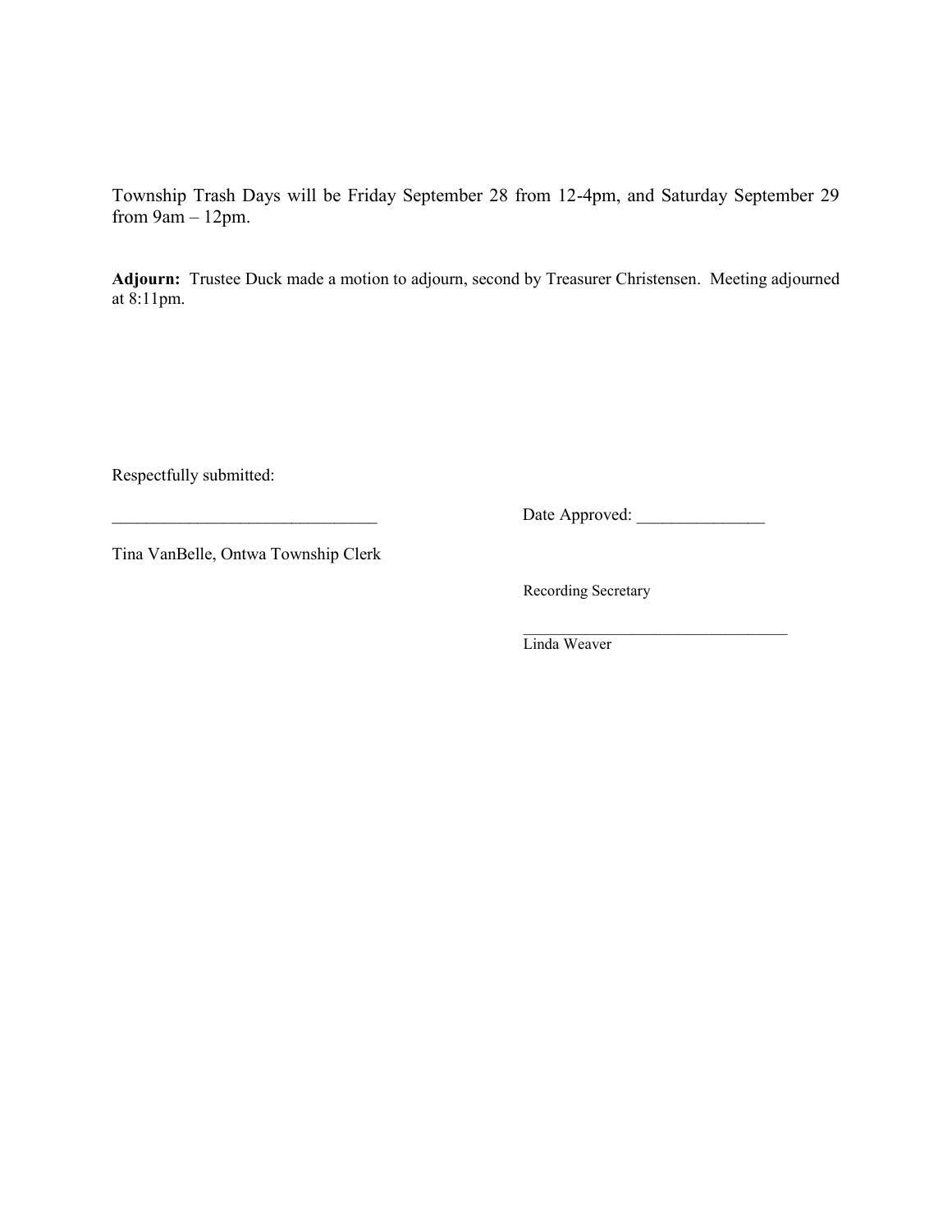Township Trash Days will be Friday September 28 from 12-4pm, and Saturday September 29 from 9am – 12pm.

**Adjourn:** Trustee Duck made a motion to adjourn, second by Treasurer Christensen. Meeting adjourned at 8:11pm.

Respectfully submitted:

_______________________________ Date Approved: _______________

Tina VanBelle, Ontwa Township Clerk

Recording Secretary

_________________________________
Linda Weaver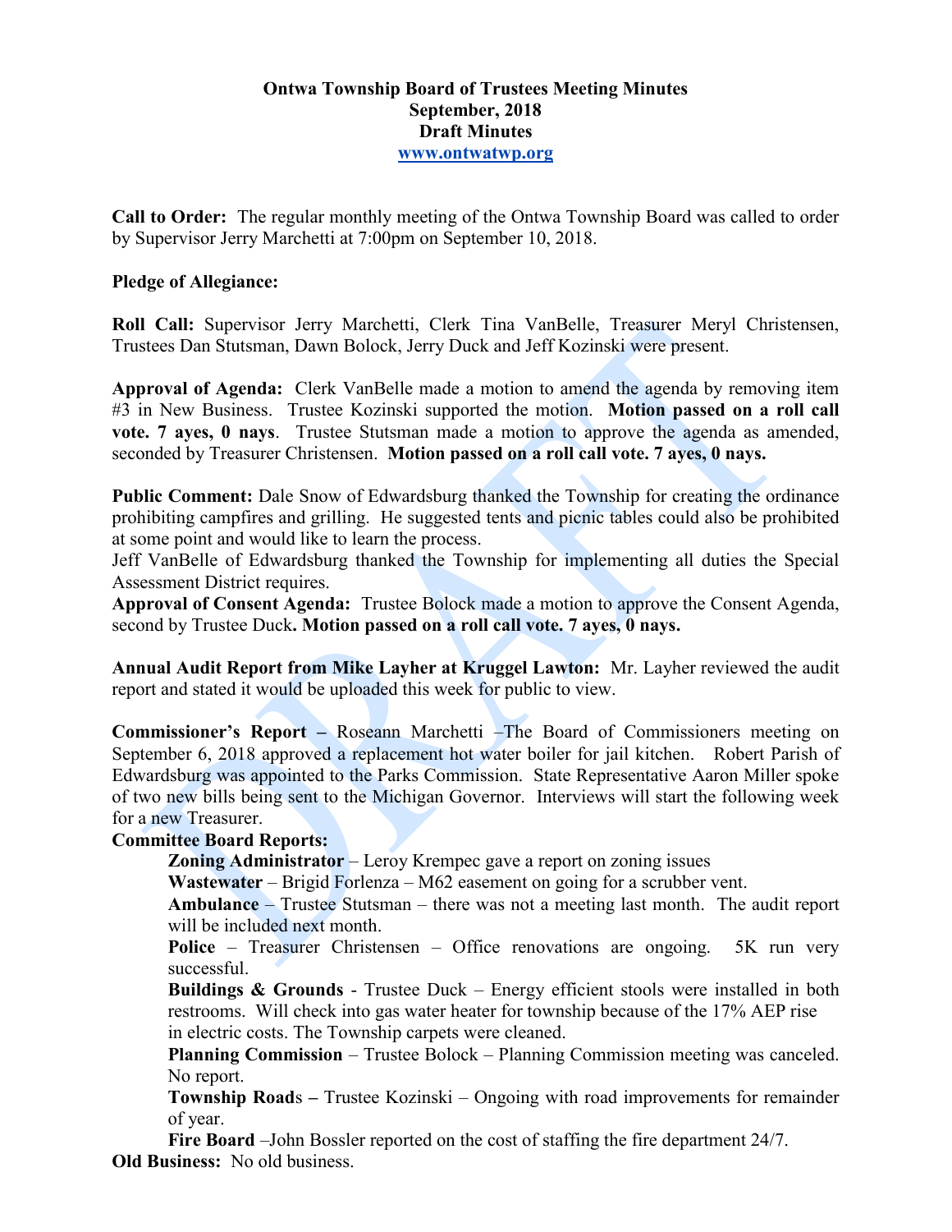**Ontwa Township Board of Trustees Meeting Minutes**
**September, 2018**
**Draft Minutes**
**www.ontwatwp.org**

**Call to Order:** The regular monthly meeting of the Ontwa Township Board was called to order by Supervisor Jerry Marchetti at 7:00pm on September 10, 2018.

**Pledge of Allegiance:**

**Roll Call:** Supervisor Jerry Marchetti, Clerk Tina VanBelle, Treasurer Meryl Christensen, Trustees Dan Stutsman, Dawn Bolock, Jerry Duck and Jeff Kozinski were present.

**Approval of Agenda:** Clerk VanBelle made a motion to amend the agenda by removing item #3 in New Business. Trustee Kozinski supported the motion. **Motion passed on a roll call vote. 7 ayes, 0 nays**. Trustee Stutsman made a motion to approve the agenda as amended, seconded by Treasurer Christensen. **Motion passed on a roll call vote. 7 ayes, 0 nays.**

**Public Comment:** Dale Snow of Edwardsburg thanked the Township for creating the ordinance prohibiting campfires and grilling. He suggested tents and picnic tables could also be prohibited at some point and would like to learn the process.
Jeff VanBelle of Edwardsburg thanked the Township for implementing all duties the Special Assessment District requires.
**Approval of Consent Agenda:** Trustee Bolock made a motion to approve the Consent Agenda, second by Trustee Duck**. Motion passed on a roll call vote. 7 ayes, 0 nays.**

**Annual Audit Report from Mike Layher at Kruggel Lawton:** Mr. Layher reviewed the audit report and stated it would be uploaded this week for public to view.

**Commissioner's Report –** Roseann Marchetti –The Board of Commissioners meeting on September 6, 2018 approved a replacement hot water boiler for jail kitchen. Robert Parish of Edwardsburg was appointed to the Parks Commission. State Representative Aaron Miller spoke of two new bills being sent to the Michigan Governor. Interviews will start the following week for a new Treasurer.

**Committee Board Reports:**

**Zoning Administrator** – Leroy Krempec gave a report on zoning issues

**Wastewater** – Brigid Forlenza – M62 easement on going for a scrubber vent.

**Ambulance** – Trustee Stutsman – there was not a meeting last month. The audit report will be included next month.

**Police** – Treasurer Christensen – Office renovations are ongoing. 5K run very successful.

**Buildings & Grounds** - Trustee Duck – Energy efficient stools were installed in both restrooms. Will check into gas water heater for township because of the 17% AEP rise in electric costs. The Township carpets were cleaned.

**Planning Commission** – Trustee Bolock – Planning Commission meeting was canceled. No report.

**Township Road**s **–** Trustee Kozinski – Ongoing with road improvements for remainder of year.

**Fire Board** –John Bossler reported on the cost of staffing the fire department 24/7.

**Old Business:** No old business.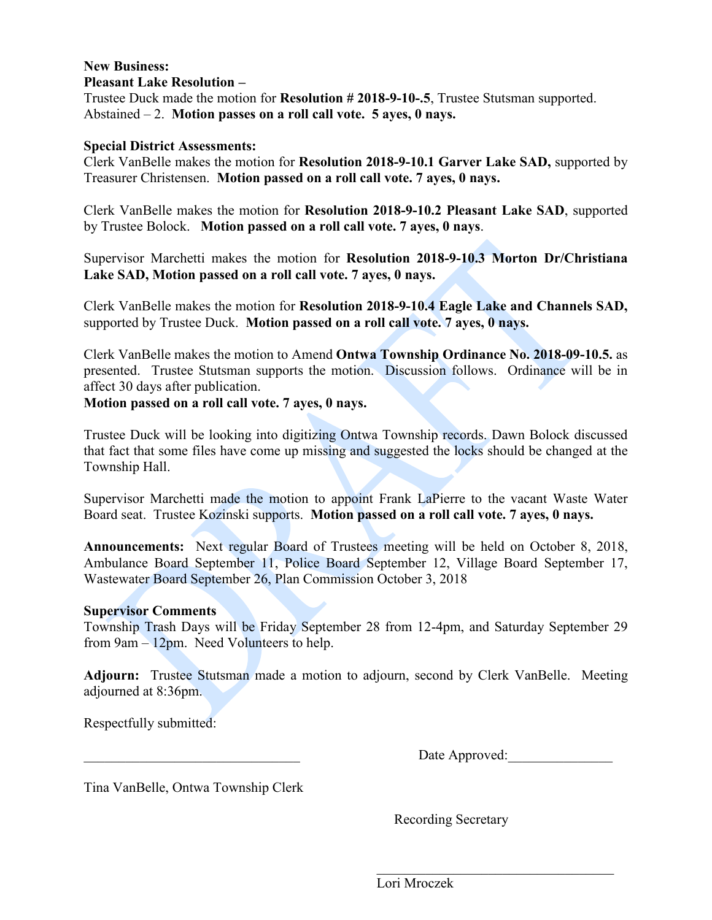**New Business:**

**Pleasant Lake Resolution –**

Trustee Duck made the motion for **Resolution # 2018-9-10-.5**, Trustee Stutsman supported. Abstained – 2. **Motion passes on a roll call vote. 5 ayes, 0 nays.**

**Special District Assessments:**

Clerk VanBelle makes the motion for **Resolution 2018-9-10.1 Garver Lake SAD,** supported by Treasurer Christensen. **Motion passed on a roll call vote. 7 ayes, 0 nays.**

Clerk VanBelle makes the motion for **Resolution 2018-9-10.2 Pleasant Lake SAD**, supported by Trustee Bolock. **Motion passed on a roll call vote. 7 ayes, 0 nays**.

Supervisor Marchetti makes the motion for **Resolution 2018-9-10.3 Morton Dr/Christiana Lake SAD, Motion passed on a roll call vote. 7 ayes, 0 nays.**

Clerk VanBelle makes the motion for **Resolution 2018-9-10.4 Eagle Lake and Channels SAD,** supported by Trustee Duck. **Motion passed on a roll call vote. 7 ayes, 0 nays.**

Clerk VanBelle makes the motion to Amend **Ontwa Township Ordinance No. 2018-09-10.5.** as presented. Trustee Stutsman supports the motion. Discussion follows. Ordinance will be in affect 30 days after publication.

**Motion passed on a roll call vote. 7 ayes, 0 nays.**

Trustee Duck will be looking into digitizing Ontwa Township records. Dawn Bolock discussed that fact that some files have come up missing and suggested the locks should be changed at the Township Hall.

Supervisor Marchetti made the motion to appoint Frank LaPierre to the vacant Waste Water Board seat. Trustee Kozinski supports. **Motion passed on a roll call vote. 7 ayes, 0 nays.**

**Announcements:** Next regular Board of Trustees meeting will be held on October 8, 2018, Ambulance Board September 11, Police Board September 12, Village Board September 17, Wastewater Board September 26, Plan Commission October 3, 2018

**Supervisor Comments**

Township Trash Days will be Friday September 28 from 12-4pm, and Saturday September 29 from 9am – 12pm. Need Volunteers to help.

**Adjourn:** Trustee Stutsman made a motion to adjourn, second by Clerk VanBelle. Meeting adjourned at 8:36pm.

Respectfully submitted:

_______________________________ Date Approved:_______________

Tina VanBelle, Ontwa Township Clerk

Recording Secretary

_________________________________

Lori Mroczek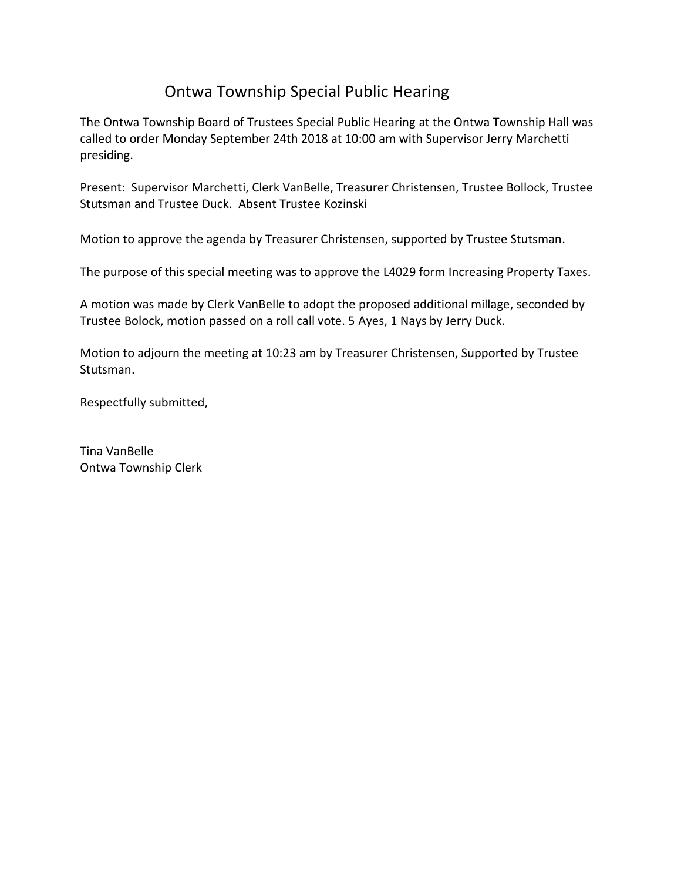# Ontwa Township Special Public Hearing

The Ontwa Township Board of Trustees Special Public Hearing at the Ontwa Township Hall was called to order Monday September 24th 2018 at 10:00 am with Supervisor Jerry Marchetti presiding.

Present: Supervisor Marchetti, Clerk VanBelle, Treasurer Christensen, Trustee Bollock, Trustee Stutsman and Trustee Duck. Absent Trustee Kozinski

Motion to approve the agenda by Treasurer Christensen, supported by Trustee Stutsman.

The purpose of this special meeting was to approve the L4029 form Increasing Property Taxes.

A motion was made by Clerk VanBelle to adopt the proposed additional millage, seconded by Trustee Bolock, motion passed on a roll call vote. 5 Ayes, 1 Nays by Jerry Duck.

Motion to adjourn the meeting at 10:23 am by Treasurer Christensen, Supported by Trustee Stutsman.

Respectfully submitted,

Tina VanBelle
Ontwa Township Clerk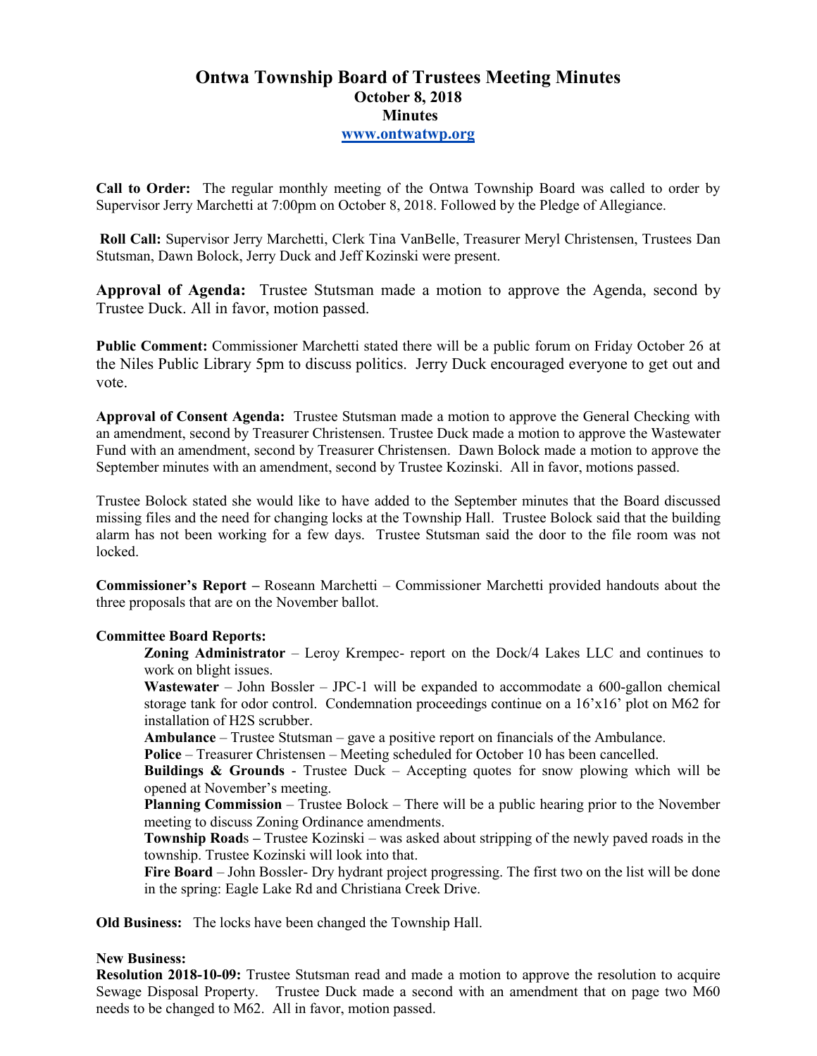# Ontwa Township Board of Trustees Meeting Minutes
## October 8, 2018
## Minutes
### www.ontwatwp.org

**Call to Order:** The regular monthly meeting of the Ontwa Township Board was called to order by Supervisor Jerry Marchetti at 7:00pm on October 8, 2018. Followed by the Pledge of Allegiance.

**Roll Call:** Supervisor Jerry Marchetti, Clerk Tina VanBelle, Treasurer Meryl Christensen, Trustees Dan Stutsman, Dawn Bolock, Jerry Duck and Jeff Kozinski were present.

**Approval of Agenda:** Trustee Stutsman made a motion to approve the Agenda, second by Trustee Duck. All in favor, motion passed.

**Public Comment:** Commissioner Marchetti stated there will be a public forum on Friday October 26 at the Niles Public Library 5pm to discuss politics. Jerry Duck encouraged everyone to get out and vote.

**Approval of Consent Agenda:** Trustee Stutsman made a motion to approve the General Checking with an amendment, second by Treasurer Christensen. Trustee Duck made a motion to approve the Wastewater Fund with an amendment, second by Treasurer Christensen. Dawn Bolock made a motion to approve the September minutes with an amendment, second by Trustee Kozinski. All in favor, motions passed.

Trustee Bolock stated she would like to have added to the September minutes that the Board discussed missing files and the need for changing locks at the Township Hall. Trustee Bolock said that the building alarm has not been working for a few days. Trustee Stutsman said the door to the file room was not locked.

**Commissioner's Report –** Roseann Marchetti – Commissioner Marchetti provided handouts about the three proposals that are on the November ballot.

**Committee Board Reports:**

**Zoning Administrator** – Leroy Krempec- report on the Dock/4 Lakes LLC and continues to work on blight issues.

**Wastewater** – John Bossler – JPC-1 will be expanded to accommodate a 600-gallon chemical storage tank for odor control. Condemnation proceedings continue on a 16'x16' plot on M62 for installation of $H_2S$ scrubber.

**Ambulance** – Trustee Stutsman – gave a positive report on financials of the Ambulance.

**Police** – Treasurer Christensen – Meeting scheduled for October 10 has been cancelled.

**Buildings & Grounds** - Trustee Duck – Accepting quotes for snow plowing which will be opened at November's meeting.

**Planning Commission** – Trustee Bolock – There will be a public hearing prior to the November meeting to discuss Zoning Ordinance amendments.

**Township Road**s **–** Trustee Kozinski – was asked about stripping of the newly paved roads in the township. Trustee Kozinski will look into that.

**Fire Board** – John Bossler- Dry hydrant project progressing. The first two on the list will be done in the spring: Eagle Lake Rd and Christiana Creek Drive.

**Old Business:** The locks have been changed the Township Hall.

**New Business:**

**Resolution 2018-10-09:** Trustee Stutsman read and made a motion to approve the resolution to acquire Sewage Disposal Property. Trustee Duck made a second with an amendment that on page two M60 needs to be changed to M62. All in favor, motion passed.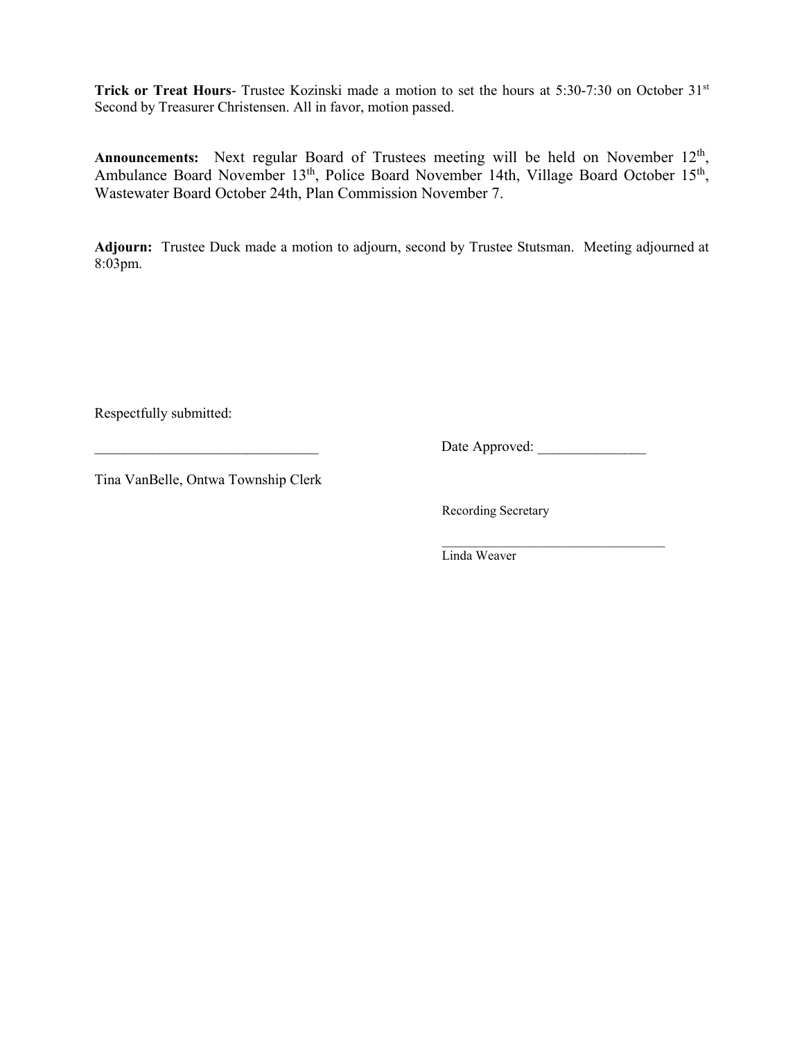**Trick or Treat Hours**- Trustee Kozinski made a motion to set the hours at 5:30-7:30 on October 31st Second by Treasurer Christensen. All in favor, motion passed.

**Announcements:** Next regular Board of Trustees meeting will be held on November 12th, Ambulance Board November 13th, Police Board November 14th, Village Board October 15th, Wastewater Board October 24th, Plan Commission November 7.

**Adjourn:** Trustee Duck made a motion to adjourn, second by Trustee Stutsman. Meeting adjourned at 8:03pm.

Respectfully submitted:

_______________________________ Date Approved: _______________

Tina VanBelle, Ontwa Township Clerk

Recording Secretary

_________________________________

Linda Weaver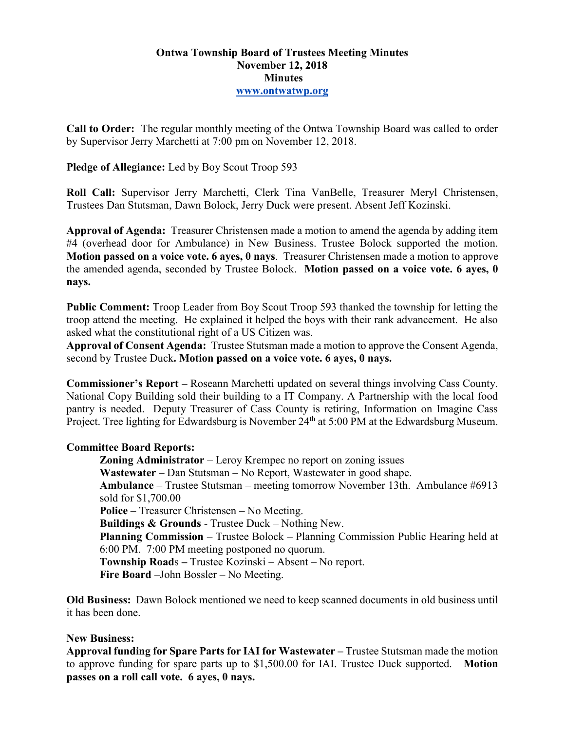# Ontwa Township Board of Trustees Meeting Minutes
## November 12, 2018
## Minutes
[www.ontwatwp.org](http://www.ontwatwp.org)

**Call to Order:** The regular monthly meeting of the Ontwa Township Board was called to order by Supervisor Jerry Marchetti at 7:00 pm on November 12, 2018.

**Pledge of Allegiance:** Led by Boy Scout Troop 593

**Roll Call:** Supervisor Jerry Marchetti, Clerk Tina VanBelle, Treasurer Meryl Christensen, Trustees Dan Stutsman, Dawn Bolock, Jerry Duck were present. Absent Jeff Kozinski.

**Approval of Agenda:** Treasurer Christensen made a motion to amend the agenda by adding item #4 (overhead door for Ambulance) in New Business. Trustee Bolock supported the motion. **Motion passed on a voice vote. 6 ayes, 0 nays**. Treasurer Christensen made a motion to approve the amended agenda, seconded by Trustee Bolock. **Motion passed on a voice vote. 6 ayes, 0 nays.**

**Public Comment:** Troop Leader from Boy Scout Troop 593 thanked the township for letting the troop attend the meeting. He explained it helped the boys with their rank advancement. He also asked what the constitutional right of a US Citizen was.

**Approval of Consent Agenda:** Trustee Stutsman made a motion to approve the Consent Agenda, second by Trustee Duck**. Motion passed on a voice vote. 6 ayes, 0 nays.**

**Commissioner's Report –** Roseann Marchetti updated on several things involving Cass County. National Copy Building sold their building to a IT Company. A Partnership with the local food pantry is needed. Deputy Treasurer of Cass County is retiring, Information on Imagine Cass Project. Tree lighting for Edwardsburg is November 24th at 5:00 PM at the Edwardsburg Museum.

**Committee Board Reports:**

- **Zoning Administrator** – Leroy Krempec no report on zoning issues
- **Wastewater** – Dan Stutsman – No Report, Wastewater in good shape.
- **Ambulance** – Trustee Stutsman – meeting tomorrow November 13th. Ambulance #6913 sold for $1,700.00
- **Police** – Treasurer Christensen – No Meeting.
- **Buildings & Grounds** - Trustee Duck – Nothing New.
- **Planning Commission** – Trustee Bolock – Planning Commission Public Hearing held at 6:00 PM. 7:00 PM meeting postponed no quorum.
- **Township Road**s **–** Trustee Kozinski – Absent – No report.
- **Fire Board** –John Bossler – No Meeting.

**Old Business:** Dawn Bolock mentioned we need to keep scanned documents in old business until it has been done.

**New Business:**

**Approval funding for Spare Parts for IAI for Wastewater –** Trustee Stutsman made the motion to approve funding for spare parts up to $1,500.00 for IAI. Trustee Duck supported. **Motion passes on a roll call vote. 6 ayes, 0 nays.**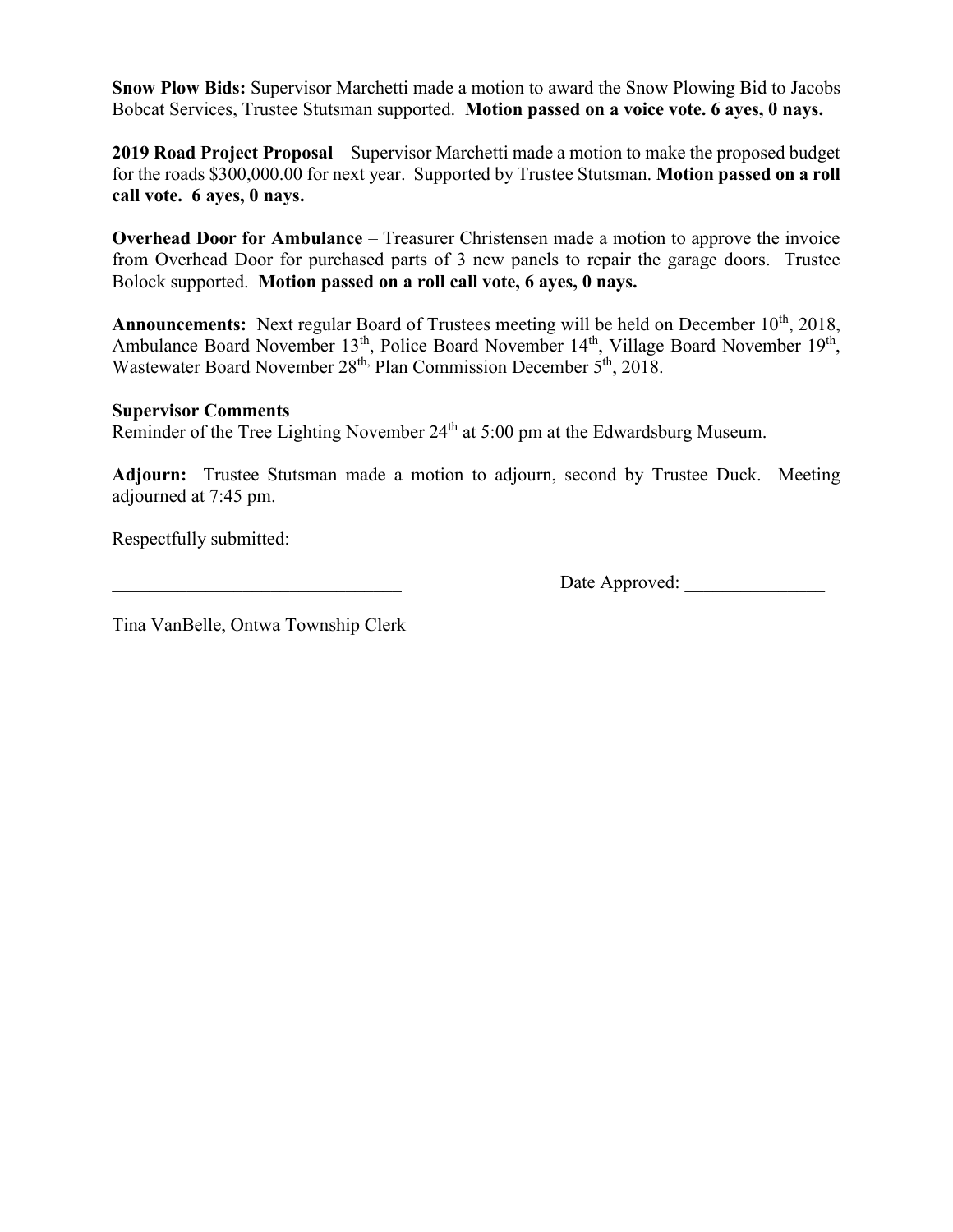**Snow Plow Bids:** Supervisor Marchetti made a motion to award the Snow Plowing Bid to Jacobs Bobcat Services, Trustee Stutsman supported. **Motion passed on a voice vote. 6 ayes, 0 nays.**

**2019 Road Project Proposal** – Supervisor Marchetti made a motion to make the proposed budget for the roads $300,000.00 for next year. Supported by Trustee Stutsman. **Motion passed on a roll call vote. 6 ayes, 0 nays.**

**Overhead Door for Ambulance** – Treasurer Christensen made a motion to approve the invoice from Overhead Door for purchased parts of 3 new panels to repair the garage doors. Trustee Bolock supported. **Motion passed on a roll call vote, 6 ayes, 0 nays.**

**Announcements:** Next regular Board of Trustees meeting will be held on December 10th, 2018, Ambulance Board November 13th, Police Board November 14th, Village Board November 19th, Wastewater Board November 28th, Plan Commission December 5th, 2018.

**Supervisor Comments**
Reminder of the Tree Lighting November 24th at 5:00 pm at the Edwardsburg Museum.

**Adjourn:** Trustee Stutsman made a motion to adjourn, second by Trustee Duck. Meeting adjourned at 7:45 pm.

Respectfully submitted:

_______________________________ Date Approved: _______________

Tina VanBelle, Ontwa Township Clerk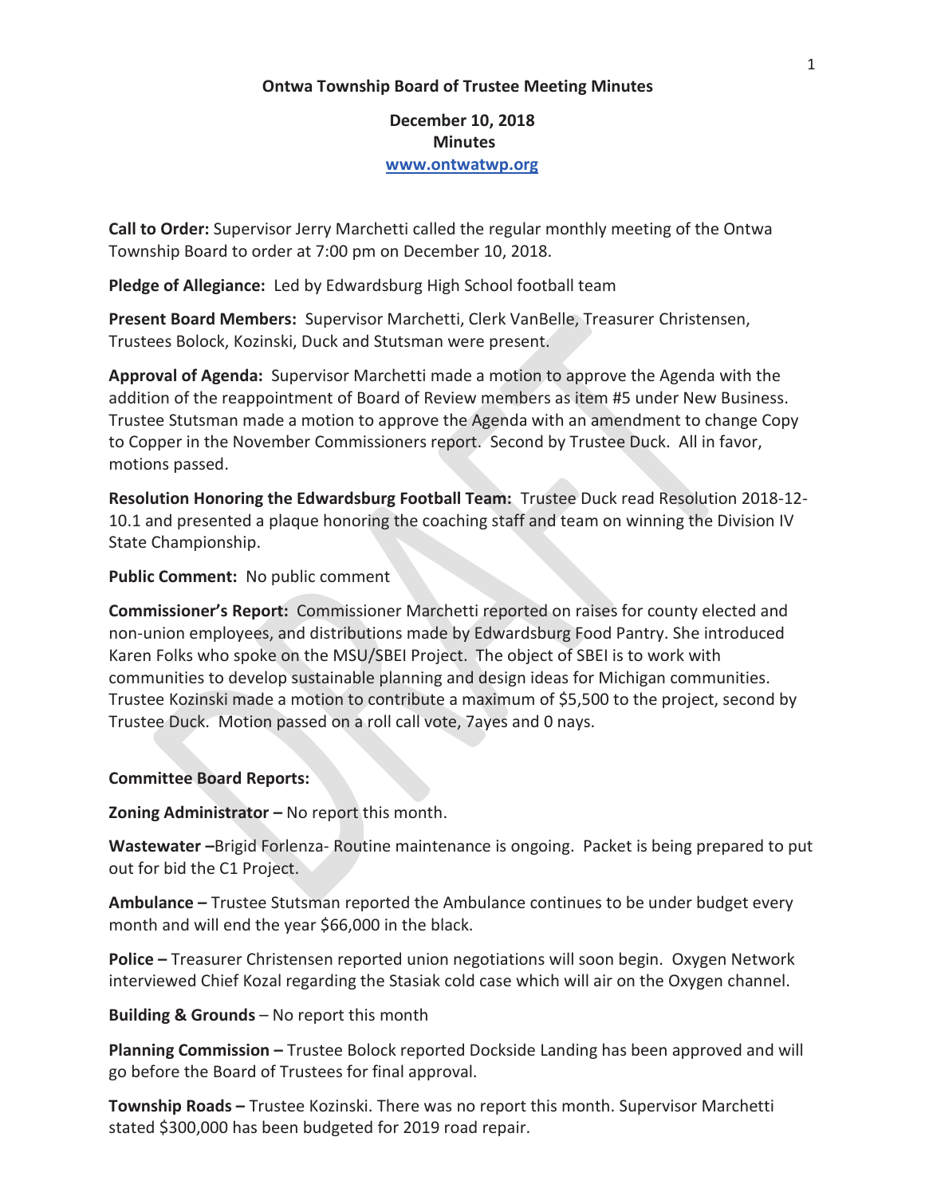**Ontwa Township Board of Trustee Meeting Minutes**

**December 10, 2018**
**Minutes**
**www.ontwatwp.org**

**Call to Order:** Supervisor Jerry Marchetti called the regular monthly meeting of the Ontwa Township Board to order at 7:00 pm on December 10, 2018.

**Pledge of Allegiance:** Led by Edwardsburg High School football team

**Present Board Members:** Supervisor Marchetti, Clerk VanBelle, Treasurer Christensen, Trustees Bolock, Kozinski, Duck and Stutsman were present.

**Approval of Agenda:** Supervisor Marchetti made a motion to approve the Agenda with the addition of the reappointment of Board of Review members as item #5 under New Business. Trustee Stutsman made a motion to approve the Agenda with an amendment to change Copy to Copper in the November Commissioners report. Second by Trustee Duck. All in favor, motions passed.

**Resolution Honoring the Edwardsburg Football Team:** Trustee Duck read Resolution 2018-12-10.1 and presented a plaque honoring the coaching staff and team on winning the Division IV State Championship.

**Public Comment:** No public comment

**Commissioner's Report:** Commissioner Marchetti reported on raises for county elected and non-union employees, and distributions made by Edwardsburg Food Pantry. She introduced Karen Folks who spoke on the MSU/SBEI Project. The object of SBEI is to work with communities to develop sustainable planning and design ideas for Michigan communities. Trustee Kozinski made a motion to contribute a maximum of $5,500 to the project, second by Trustee Duck. Motion passed on a roll call vote, 7ayes and 0 nays.

**Committee Board Reports:**

**Zoning Administrator –** No report this month.

**Wastewater –**Brigid Forlenza- Routine maintenance is ongoing. Packet is being prepared to put out for bid the C1 Project.

**Ambulance –** Trustee Stutsman reported the Ambulance continues to be under budget every month and will end the year $66,000 in the black.

**Police –** Treasurer Christensen reported union negotiations will soon begin. Oxygen Network interviewed Chief Kozal regarding the Stasiak cold case which will air on the Oxygen channel.

**Building & Grounds** – No report this month

**Planning Commission –** Trustee Bolock reported Dockside Landing has been approved and will go before the Board of Trustees for final approval.

**Township Roads –** Trustee Kozinski. There was no report this month. Supervisor Marchetti stated $300,000 has been budgeted for 2019 road repair.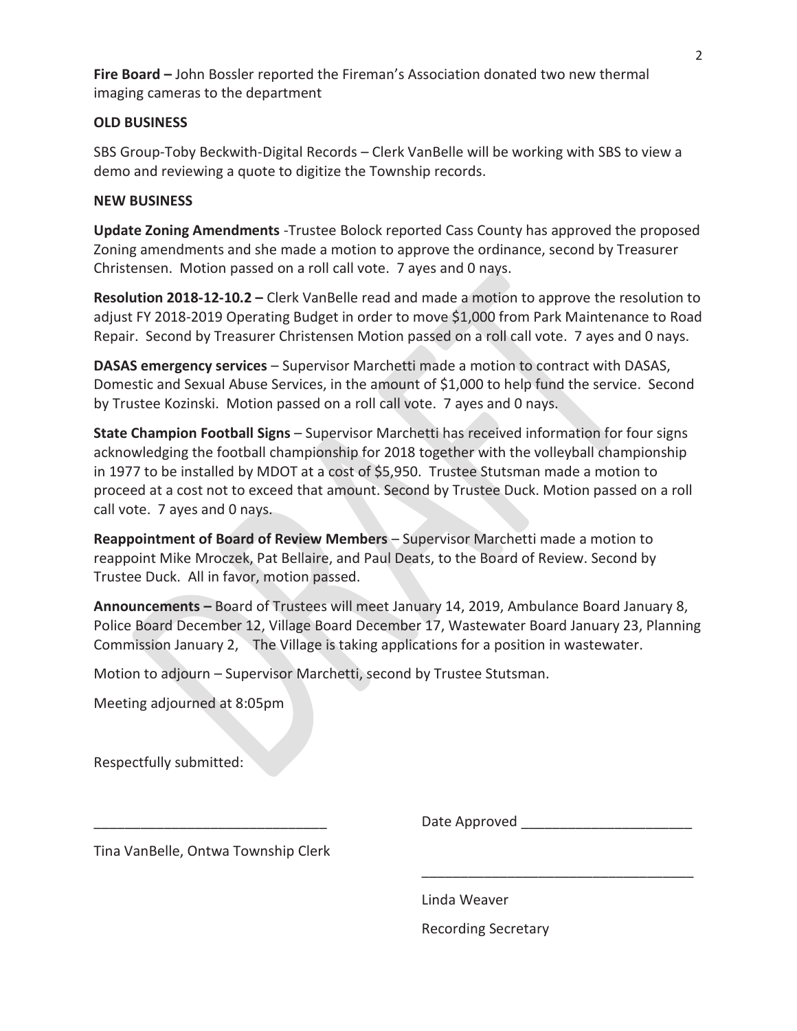**Fire Board –** John Bossler reported the Fireman's Association donated two new thermal imaging cameras to the department

**OLD BUSINESS**

SBS Group-Toby Beckwith-Digital Records – Clerk VanBelle will be working with SBS to view a demo and reviewing a quote to digitize the Township records.

**NEW BUSINESS**

**Update Zoning Amendments** -Trustee Bolock reported Cass County has approved the proposed Zoning amendments and she made a motion to approve the ordinance, second by Treasurer Christensen. Motion passed on a roll call vote. 7 ayes and 0 nays.

**Resolution 2018-12-10.2 –** Clerk VanBelle read and made a motion to approve the resolution to adjust FY 2018-2019 Operating Budget in order to move $1,000 from Park Maintenance to Road Repair. Second by Treasurer Christensen Motion passed on a roll call vote. 7 ayes and 0 nays.

**DASAS emergency services** – Supervisor Marchetti made a motion to contract with DASAS, Domestic and Sexual Abuse Services, in the amount of $1,000 to help fund the service. Second by Trustee Kozinski. Motion passed on a roll call vote. 7 ayes and 0 nays.

**State Champion Football Signs** – Supervisor Marchetti has received information for four signs acknowledging the football championship for 2018 together with the volleyball championship in 1977 to be installed by MDOT at a cost of $5,950. Trustee Stutsman made a motion to proceed at a cost not to exceed that amount. Second by Trustee Duck. Motion passed on a roll call vote. 7 ayes and 0 nays.

**Reappointment of Board of Review Members** – Supervisor Marchetti made a motion to reappoint Mike Mroczek, Pat Bellaire, and Paul Deats, to the Board of Review. Second by Trustee Duck. All in favor, motion passed.

**Announcements –** Board of Trustees will meet January 14, 2019, Ambulance Board January 8, Police Board December 12, Village Board December 17, Wastewater Board January 23, Planning Commission January 2, The Village is taking applications for a position in wastewater.

Motion to adjourn – Supervisor Marchetti, second by Trustee Stutsman.

Meeting adjourned at 8:05pm

Respectfully submitted:

______________________________ Date Approved ______________________

Tina VanBelle, Ontwa Township Clerk

___________________________________

Linda Weaver

Recording Secretary